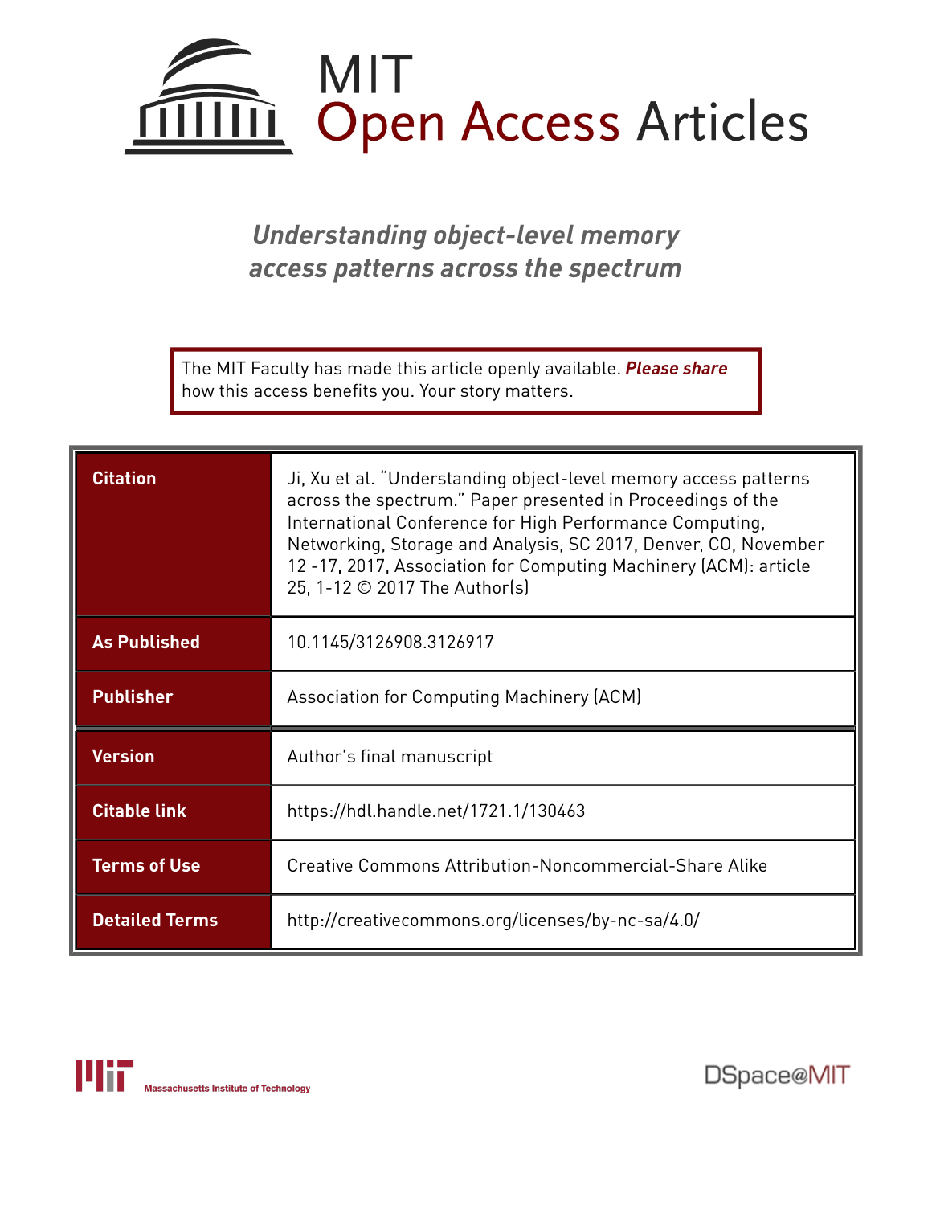# MIT Open Access Articles

## *Understanding object-level memory access patterns across the spectrum*

The MIT Faculty has made this article openly available. ***Please share*** how this access benefits you. Your story matters.

| | |
|---|---|
| **Citation** | Ji, Xu et al. "Understanding object-level memory access patterns across the spectrum." Paper presented in Proceedings of the International Conference for High Performance Computing, Networking, Storage and Analysis, SC 2017, Denver, CO, November 12 -17, 2017, Association for Computing Machinery (ACM): article 25, 1-12 © 2017 The Author(s) |
| **As Published** | 10.1145/3126908.3126917 |
| **Publisher** | Association for Computing Machinery (ACM) |
| **Version** | Author's final manuscript |
| **Citable link** | https://hdl.handle.net/1721.1/130463 |
| **Terms of Use** | Creative Commons Attribution-Noncommercial-Share Alike |
| **Detailed Terms** | http://creativecommons.org/licenses/by-nc-sa/4.0/ |

Massachusetts Institute of Technology

DSpace@MIT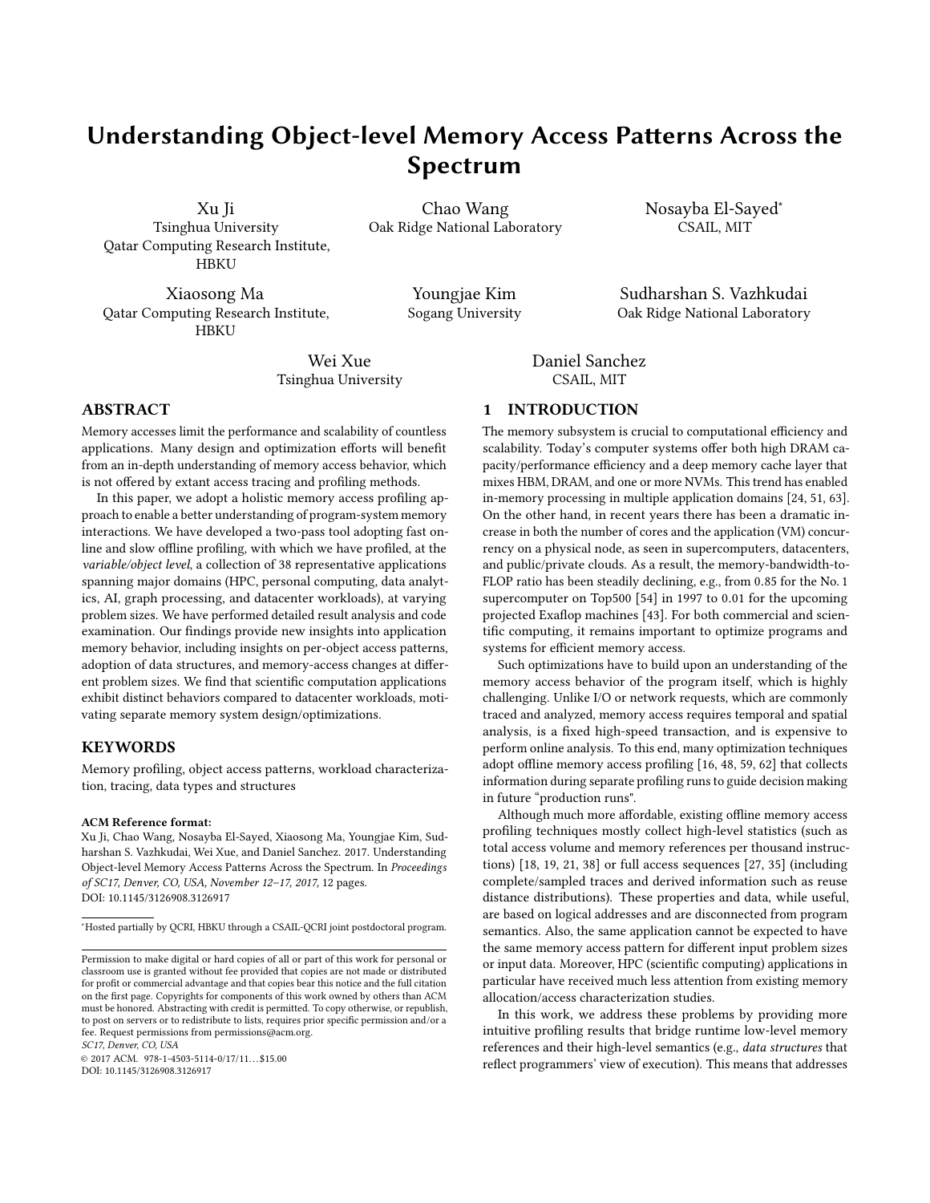# Understanding Object-level Memory Access Patterns Across the Spectrum

Xu Ji
Tsinghua University
Qatar Computing Research Institute, HBKU

Chao Wang
Oak Ridge National Laboratory

Nosayba El-Sayed*
CSAIL, MIT

Xiaosong Ma
Qatar Computing Research Institute, HBKU

Youngjae Kim
Sogang University

Sudharshan S. Vazhkudai
Oak Ridge National Laboratory

Wei Xue
Tsinghua University

Daniel Sanchez
CSAIL, MIT

## ABSTRACT

Memory accesses limit the performance and scalability of countless applications. Many design and optimization efforts will benefit from an in-depth understanding of memory access behavior, which is not offered by extant access tracing and profiling methods.

In this paper, we adopt a holistic memory access profiling approach to enable a better understanding of program-system memory interactions. We have developed a two-pass tool adopting fast online and slow offline profiling, with which we have profiled, at the *variable/object level*, a collection of 38 representative applications spanning major domains (HPC, personal computing, data analytics, AI, graph processing, and datacenter workloads), at varying problem sizes. We have performed detailed result analysis and code examination. Our findings provide new insights into application memory behavior, including insights on per-object access patterns, adoption of data structures, and memory-access changes at different problem sizes. We find that scientific computation applications exhibit distinct behaviors compared to datacenter workloads, motivating separate memory system design/optimizations.

## KEYWORDS

Memory profiling, object access patterns, workload characterization, tracing, data types and structures

**ACM Reference format:**
Xu Ji, Chao Wang, Nosayba El-Sayed, Xiaosong Ma, Youngjae Kim, Sudharshan S. Vazhkudai, Wei Xue, and Daniel Sanchez. 2017. Understanding Object-level Memory Access Patterns Across the Spectrum. In *Proceedings of SC17, Denver, CO, USA, November 12–17, 2017,* 12 pages.
DOI: 10.1145/3126908.3126917

*Hosted partially by QCRI, HBKU through a CSAIL-QCRI joint postdoctoral program.

Permission to make digital or hard copies of all or part of this work for personal or classroom use is granted without fee provided that copies are not made or distributed for profit or commercial advantage and that copies bear this notice and the full citation on the first page. Copyrights for components of this work owned by others than ACM must be honored. Abstracting with credit is permitted. To copy otherwise, or republish, to post on servers or to redistribute to lists, requires prior specific permission and/or a fee. Request permissions from permissions@acm.org.
*SC17, Denver, CO, USA*
© 2017 ACM. 978-1-4503-5114-0/17/11…$15.00
DOI: 10.1145/3126908.3126917

## 1 INTRODUCTION

The memory subsystem is crucial to computational efficiency and scalability. Today's computer systems offer both high DRAM capacity/performance efficiency and a deep memory cache layer that mixes HBM, DRAM, and one or more NVMs. This trend has enabled in-memory processing in multiple application domains [24, 51, 63]. On the other hand, in recent years there has been a dramatic increase in both the number of cores and the application (VM) concurrency on a physical node, as seen in supercomputers, datacenters, and public/private clouds. As a result, the memory-bandwidth-to-FLOP ratio has been steadily declining, e.g., from 0.85 for the No. 1 supercomputer on Top500 [54] in 1997 to 0.01 for the upcoming projected Exaflop machines [43]. For both commercial and scientific computing, it remains important to optimize programs and systems for efficient memory access.

Such optimizations have to build upon an understanding of the memory access behavior of the program itself, which is highly challenging. Unlike I/O or network requests, which are commonly traced and analyzed, memory access requires temporal and spatial analysis, is a fixed high-speed transaction, and is expensive to perform online analysis. To this end, many optimization techniques adopt offline memory access profiling [16, 48, 59, 62] that collects information during separate profiling runs to guide decision making in future "production runs".

Although much more affordable, existing offline memory access profiling techniques mostly collect high-level statistics (such as total access volume and memory references per thousand instructions) [18, 19, 21, 38] or full access sequences [27, 35] (including complete/sampled traces and derived information such as reuse distance distributions). These properties and data, while useful, are based on logical addresses and are disconnected from program semantics. Also, the same application cannot be expected to have the same memory access pattern for different input problem sizes or input data. Moreover, HPC (scientific computing) applications in particular have received much less attention from existing memory allocation/access characterization studies.

In this work, we address these problems by providing more intuitive profiling results that bridge runtime low-level memory references and their high-level semantics (e.g., *data structures* that reflect programmers' view of execution). This means that addresses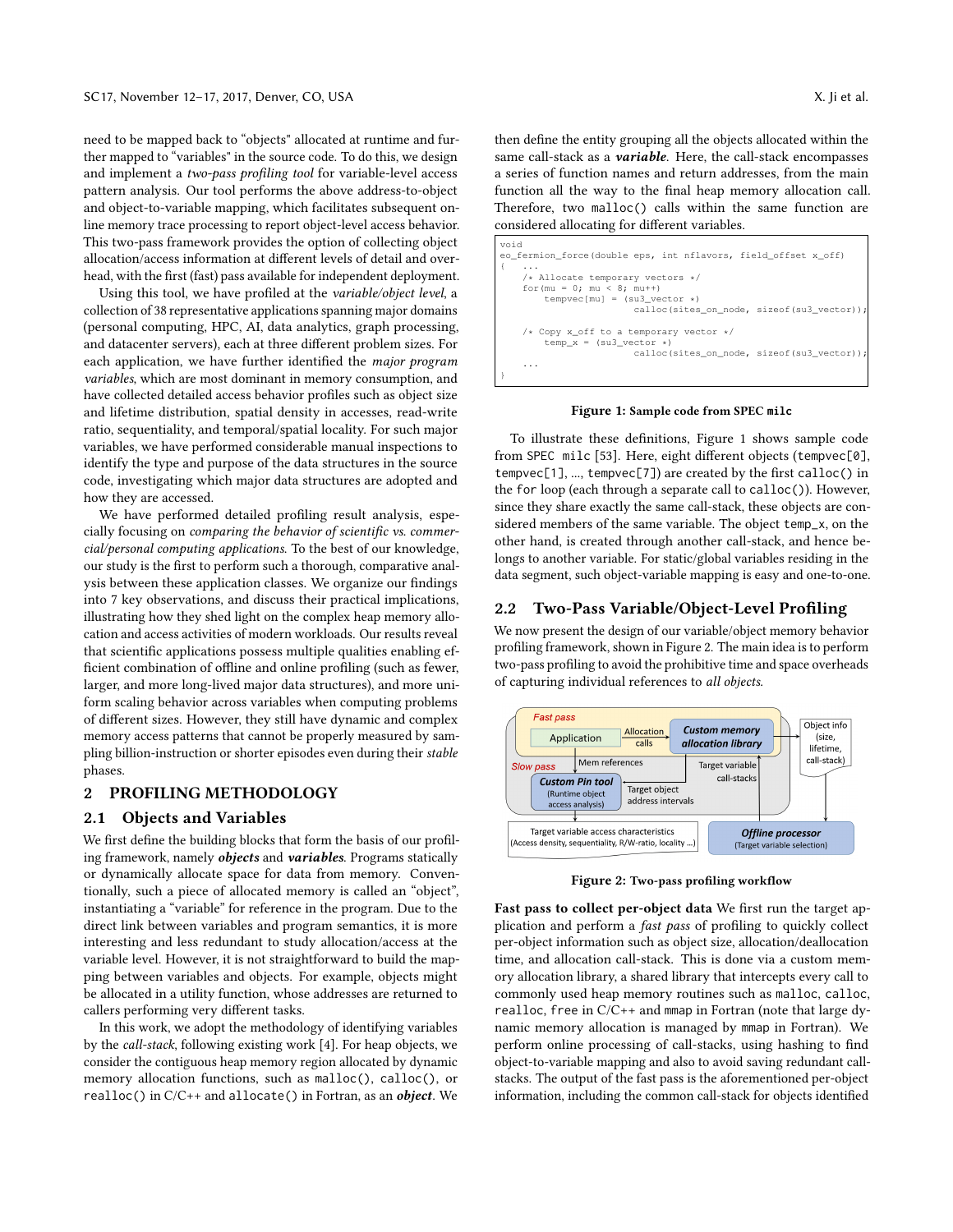need to be mapped back to "objects" allocated at runtime and further mapped to "variables" in the source code. To do this, we design and implement a *two-pass profiling tool* for variable-level access pattern analysis. Our tool performs the above address-to-object and object-to-variable mapping, which facilitates subsequent online memory trace processing to report object-level access behavior. This two-pass framework provides the option of collecting object allocation/access information at different levels of detail and overhead, with the first (fast) pass available for independent deployment.

Using this tool, we have profiled at the *variable/object level*, a collection of 38 representative applications spanning major domains (personal computing, HPC, AI, data analytics, graph processing, and datacenter servers), each at three different problem sizes. For each application, we have further identified the *major program variables*, which are most dominant in memory consumption, and have collected detailed access behavior profiles such as object size and lifetime distribution, spatial density in accesses, read-write ratio, sequentiality, and temporal/spatial locality. For such major variables, we have performed considerable manual inspections to identify the type and purpose of the data structures in the source code, investigating which major data structures are adopted and how they are accessed.

We have performed detailed profiling result analysis, especially focusing on *comparing the behavior of scientific vs. commercial/personal computing applications*. To the best of our knowledge, our study is the first to perform such a thorough, comparative analysis between these application classes. We organize our findings into 7 key observations, and discuss their practical implications, illustrating how they shed light on the complex heap memory allocation and access activities of modern workloads. Our results reveal that scientific applications possess multiple qualities enabling efficient combination of offline and online profiling (such as fewer, larger, and more long-lived major data structures), and more uniform scaling behavior across variables when computing problems of different sizes. However, they still have dynamic and complex memory access patterns that cannot be properly measured by sampling billion-instruction or shorter episodes even during their *stable* phases.

# 2 PROFILING METHODOLOGY

## 2.1 Objects and Variables

We first define the building blocks that form the basis of our profiling framework, namely ***objects*** and ***variables***. Programs statically or dynamically allocate space for data from memory. Conventionally, such a piece of allocated memory is called an "object", instantiating a "variable" for reference in the program. Due to the direct link between variables and program semantics, it is more interesting and less redundant to study allocation/access at the variable level. However, it is not straightforward to build the mapping between variables and objects. For example, objects might be allocated in a utility function, whose addresses are returned to callers performing very different tasks.

In this work, we adopt the methodology of identifying variables by the *call-stack*, following existing work [4]. For heap objects, we consider the contiguous heap memory region allocated by dynamic memory allocation functions, such as `malloc()`, `calloc()`, or `realloc()` in C/C++ and `allocate()` in Fortran, as an ***object***. We then define the entity grouping all the objects allocated within the same call-stack as a ***variable***. Here, the call-stack encompasses a series of function names and return addresses, from the main function all the way to the final heap memory allocation call. Therefore, two `malloc()` calls within the same function are considered allocating for different variables.

```
void
eo_fermion_force(double eps, int nflavors, field_offset x_off)
{   ...
    /* Allocate temporary vectors */
    for(mu = 0; mu < 8; mu++)
        tempvec[mu] = (su3_vector *)
                        calloc(sites_on_node, sizeof(su3_vector));

    /* Copy x_off to a temporary vector */
        temp_x = (su3_vector *)
                        calloc(sites_on_node, sizeof(su3_vector));
    ...
}
```

**Figure 1: Sample code from SPEC milc**

To illustrate these definitions, Figure 1 shows sample code from SPEC `milc` [53]. Here, eight different objects (`tempvec[0]`, `tempvec[1]`, ..., `tempvec[7]`) are created by the first `calloc()` in the `for` loop (each through a separate call to `calloc()`). However, since they share exactly the same call-stack, these objects are considered members of the same variable. The object `temp_x`, on the other hand, is created through another call-stack, and hence belongs to another variable. For static/global variables residing in the data segment, such object-variable mapping is easy and one-to-one.

## 2.2 Two-Pass Variable/Object-Level Profiling

We now present the design of our variable/object memory behavior profiling framework, shown in Figure 2. The main idea is to perform two-pass profiling to avoid the prohibitive time and space overheads of capturing individual references to *all objects*.

**Figure 2: Two-pass profiling workflow**

**Fast pass to collect per-object data** We first run the target application and perform a *fast pass* of profiling to quickly collect per-object information such as object size, allocation/deallocation time, and allocation call-stack. This is done via a custom memory allocation library, a shared library that intercepts every call to commonly used heap memory routines such as `malloc`, `calloc`, `realloc`, `free` in C/C++ and `mmap` in Fortran (note that large dynamic memory allocation is managed by `mmap` in Fortran). We perform online processing of call-stacks, using hashing to find object-to-variable mapping and also to avoid saving redundant call-stacks. The output of the fast pass is the aforementioned per-object information, including the common call-stack for objects identified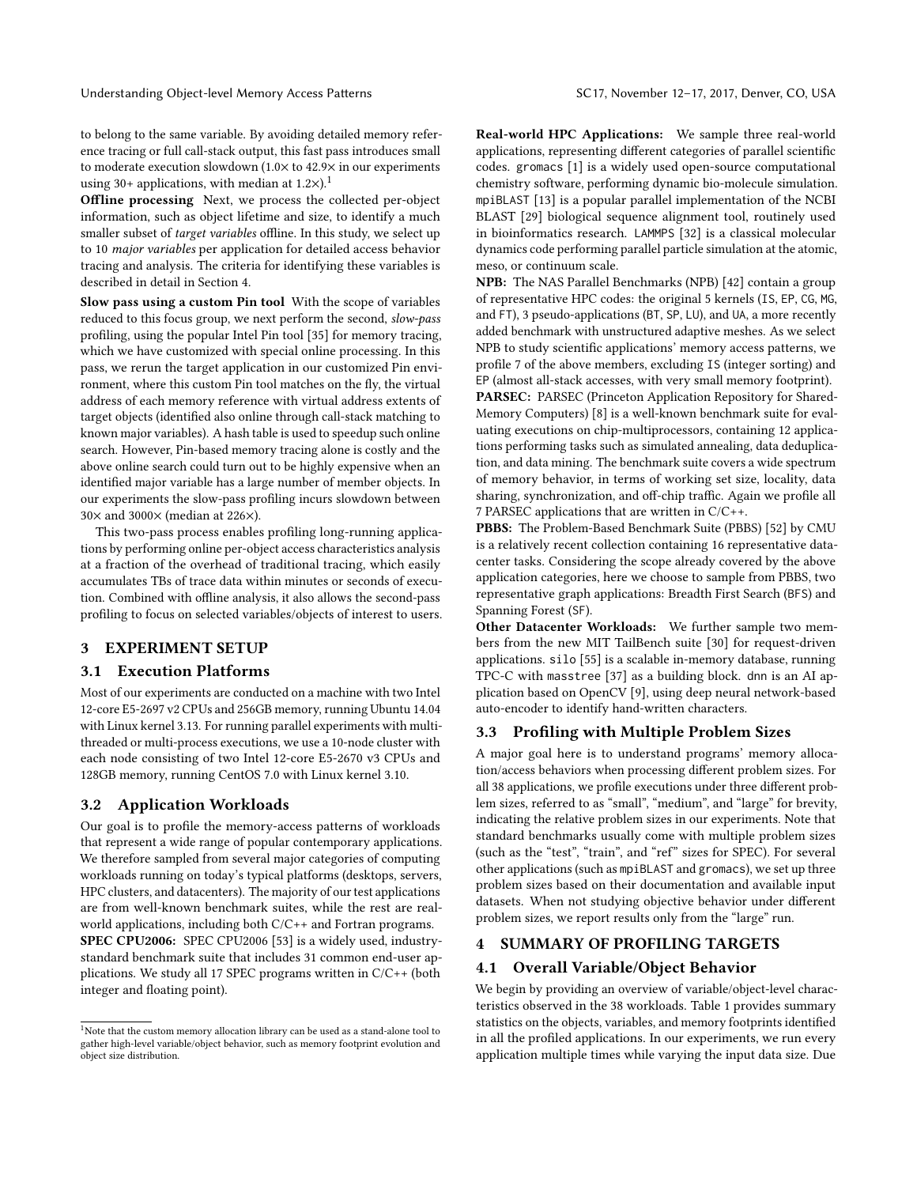to belong to the same variable. By avoiding detailed memory reference tracing or full call-stack output, this fast pass introduces small to moderate execution slowdown (1.0× to 42.9× in our experiments using 30+ applications, with median at 1.2×).[1]

**Offline processing** Next, we process the collected per-object information, such as object lifetime and size, to identify a much smaller subset of *target variables* offline. In this study, we select up to 10 *major variables* per application for detailed access behavior tracing and analysis. The criteria for identifying these variables is described in detail in Section 4.

**Slow pass using a custom Pin tool** With the scope of variables reduced to this focus group, we next perform the second, *slow-pass* profiling, using the popular Intel Pin tool [35] for memory tracing, which we have customized with special online processing. In this pass, we rerun the target application in our customized Pin environment, where this custom Pin tool matches on the fly, the virtual address of each memory reference with virtual address extents of target objects (identified also online through call-stack matching to known major variables). A hash table is used to speedup such online search. However, Pin-based memory tracing alone is costly and the above online search could turn out to be highly expensive when an identified major variable has a large number of member objects. In our experiments the slow-pass profiling incurs slowdown between 30× and 3000× (median at 226×).

This two-pass process enables profiling long-running applications by performing online per-object access characteristics analysis at a fraction of the overhead of traditional tracing, which easily accumulates TBs of trace data within minutes or seconds of execution. Combined with offline analysis, it also allows the second-pass profiling to focus on selected variables/objects of interest to users.

## 3 EXPERIMENT SETUP

### 3.1 Execution Platforms

Most of our experiments are conducted on a machine with two Intel 12-core E5-2697 v2 CPUs and 256GB memory, running Ubuntu 14.04 with Linux kernel 3.13. For running parallel experiments with multi-threaded or multi-process executions, we use a 10-node cluster with each node consisting of two Intel 12-core E5-2670 v3 CPUs and 128GB memory, running CentOS 7.0 with Linux kernel 3.10.

### 3.2 Application Workloads

Our goal is to profile the memory-access patterns of workloads that represent a wide range of popular contemporary applications. We therefore sampled from several major categories of computing workloads running on today's typical platforms (desktops, servers, HPC clusters, and datacenters). The majority of our test applications are from well-known benchmark suites, while the rest are real-world applications, including both C/C++ and Fortran programs.

**SPEC CPU2006:** SPEC CPU2006 [53] is a widely used, industry-standard benchmark suite that includes 31 common end-user applications. We study all 17 SPEC programs written in C/C++ (both integer and floating point).

**Real-world HPC Applications:** We sample three real-world applications, representing different categories of parallel scientific codes. gromacs [1] is a widely used open-source computational chemistry software, performing dynamic bio-molecule simulation. mpiBLAST [13] is a popular parallel implementation of the NCBI BLAST [29] biological sequence alignment tool, routinely used in bioinformatics research. LAMMPS [32] is a classical molecular dynamics code performing parallel particle simulation at the atomic, meso, or continuum scale.

**NPB:** The NAS Parallel Benchmarks (NPB) [42] contain a group of representative HPC codes: the original 5 kernels (IS, EP, CG, MG, and FT), 3 pseudo-applications (BT, SP, LU), and UA, a more recently added benchmark with unstructured adaptive meshes. As we select NPB to study scientific applications' memory access patterns, we profile 7 of the above members, excluding IS (integer sorting) and EP (almost all-stack accesses, with very small memory footprint).

**PARSEC:** PARSEC (Princeton Application Repository for Shared-Memory Computers) [8] is a well-known benchmark suite for evaluating executions on chip-multiprocessors, containing 12 applications performing tasks such as simulated annealing, data deduplication, and data mining. The benchmark suite covers a wide spectrum of memory behavior, in terms of working set size, locality, data sharing, synchronization, and off-chip traffic. Again we profile all 7 PARSEC applications that are written in C/C++.

**PBBS:** The Problem-Based Benchmark Suite (PBBS) [52] by CMU is a relatively recent collection containing 16 representative datacenter tasks. Considering the scope already covered by the above application categories, here we choose to sample from PBBS, two representative graph applications: Breadth First Search (BFS) and Spanning Forest (SF).

**Other Datacenter Workloads:** We further sample two members from the new MIT TailBench suite [30] for request-driven applications. silo [55] is a scalable in-memory database, running TPC-C with masstree [37] as a building block. dnn is an AI application based on OpenCV [9], using deep neural network-based auto-encoder to identify hand-written characters.

### 3.3 Profiling with Multiple Problem Sizes

A major goal here is to understand programs' memory allocation/access behaviors when processing different problem sizes. For all 38 applications, we profile executions under three different problem sizes, referred to as "small", "medium", and "large" for brevity, indicating the relative problem sizes in our experiments. Note that standard benchmarks usually come with multiple problem sizes (such as the "test", "train", and "ref" sizes for SPEC). For several other applications (such as mpiBLAST and gromacs), we set up three problem sizes based on their documentation and available input datasets. When not studying objective behavior under different problem sizes, we report results only from the "large" run.

## 4 SUMMARY OF PROFILING TARGETS

### 4.1 Overall Variable/Object Behavior

We begin by providing an overview of variable/object-level characteristics observed in the 38 workloads. Table 1 provides summary statistics on the objects, variables, and memory footprints identified in all the profiled applications. In our experiments, we run every application multiple times while varying the input data size. Due

[1] Note that the custom memory allocation library can be used as a stand-alone tool to gather high-level variable/object behavior, such as memory footprint evolution and object size distribution.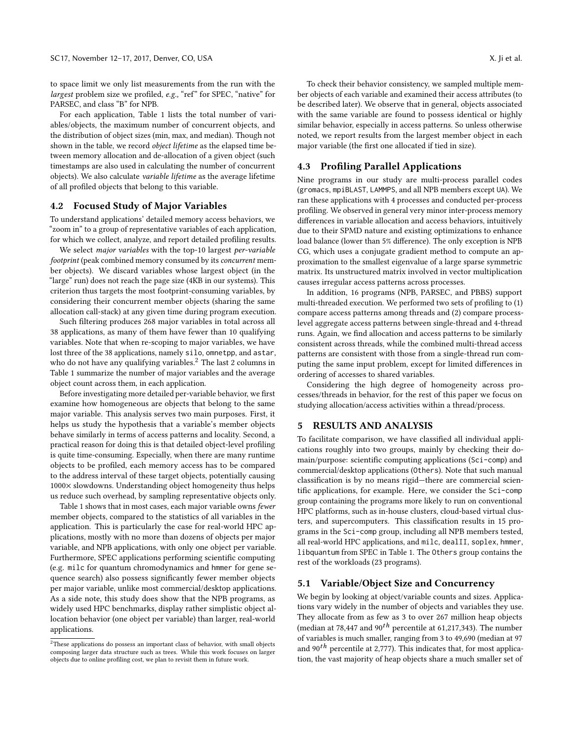to space limit we only list measurements from the run with the *largest* problem size we profiled, *e.g.,* "ref" for SPEC, "native" for PARSEC, and class "B" for NPB.

For each application, Table 1 lists the total number of variables/objects, the maximum number of concurrent objects, and the distribution of object sizes (min, max, and median). Though not shown in the table, we record *object lifetime* as the elapsed time between memory allocation and de-allocation of a given object (such timestamps are also used in calculating the number of concurrent objects). We also calculate *variable lifetime* as the average lifetime of all profiled objects that belong to this variable.

### 4.2 Focused Study of Major Variables

To understand applications' detailed memory access behaviors, we "zoom in" to a group of representative variables of each application, for which we collect, analyze, and report detailed profiling results.

We select *major variables* with the top-10 largest *per-variable footprint* (peak combined memory consumed by its *concurrent* member objects). We discard variables whose largest object (in the "large" run) does not reach the page size (4KB in our systems). This criterion thus targets the most footprint-consuming variables, by considering their concurrent member objects (sharing the same allocation call-stack) at any given time during program execution.

Such filtering produces 268 major variables in total across all 38 applications, as many of them have fewer than 10 qualifying variables. Note that when re-scoping to major variables, we have lost three of the 38 applications, namely `silo`, `omnetpp`, and `astar`, who do not have any qualifying variables.[2] The last 2 columns in Table 1 summarize the number of major variables and the average object count across them, in each application.

Before investigating more detailed per-variable behavior, we first examine how homogeneous are objects that belong to the same major variable. This analysis serves two main purposes. First, it helps us study the hypothesis that a variable's member objects behave similarly in terms of access patterns and locality. Second, a practical reason for doing this is that detailed object-level profiling is quite time-consuming. Especially, when there are many runtime objects to be profiled, each memory access has to be compared to the address interval of these target objects, potentially causing 1000× slowdowns. Understanding object homogeneity thus helps us reduce such overhead, by sampling representative objects only.

Table 1 shows that in most cases, each major variable owns *fewer* member objects, compared to the statistics of all variables in the application. This is particularly the case for real-world HPC applications, mostly with no more than dozens of objects per major variable, and NPB applications, with only one object per variable. Furthermore, SPEC applications performing scientific computing (e.g. `milc` for quantum chromodynamics and `hmmer` for gene sequence search) also possess significantly fewer member objects per major variable, unlike most commercial/desktop applications. As a side note, this study does show that the NPB programs, as widely used HPC benchmarks, display rather simplistic object allocation behavior (one object per variable) than larger, real-world applications.

[2] These applications do possess an important class of behavior, with small objects composing larger data structure such as trees. While this work focuses on larger objects due to online profiling cost, we plan to revisit them in future work.

To check their behavior consistency, we sampled multiple member objects of each variable and examined their access attributes (to be described later). We observe that in general, objects associated with the same variable are found to possess identical or highly similar behavior, especially in access patterns. So unless otherwise noted, we report results from the largest member object in each major variable (the first one allocated if tied in size).

### 4.3 Profiling Parallel Applications

Nine programs in our study are multi-process parallel codes (`gromacs`, `mpiBLAST`, `LAMMPS`, and all NPB members except `UA`). We ran these applications with 4 processes and conducted per-process profiling. We observed in general very minor inter-process memory differences in variable allocation and access behaviors, intuitively due to their SPMD nature and existing optimizations to enhance load balance (lower than 5% difference). The only exception is NPB CG, which uses a conjugate gradient method to compute an approximation to the smallest eigenvalue of a large sparse symmetric matrix. Its unstructured matrix involved in vector multiplication causes irregular access patterns across processes.

In addition, 16 programs (NPB, PARSEC, and PBBS) support multi-threaded execution. We performed two sets of profiling to (1) compare access patterns among threads and (2) compare process-level aggregate access patterns between single-thread and 4-thread runs. Again, we find allocation and access patterns to be similarly consistent across threads, while the combined multi-thread access patterns are consistent with those from a single-thread run computing the same input problem, except for limited differences in ordering of accesses to shared variables.

Considering the high degree of homogeneity across processes/threads in behavior, for the rest of this paper we focus on studying allocation/access activities within a thread/process.

## 5 RESULTS AND ANALYSIS

To facilitate comparison, we have classified all individual applications roughly into two groups, mainly by checking their domain/purpose: scientific computing applications (`Sci-comp`) and commercial/desktop applications (`Others`). Note that such manual classification is by no means rigid—there are commercial scientific applications, for example. Here, we consider the `Sci-comp` group containing the programs more likely to run on conventional HPC platforms, such as in-house clusters, cloud-based virtual clusters, and supercomputers. This classification results in 15 programs in the `Sci-comp` group, including all NPB members tested, all real-world HPC applications, and `milc`, `dealII`, `soplex`, `hmmer`, `libquantum` from SPEC in Table 1. The `Others` group contains the rest of the workloads (23 programs).

### 5.1 Variable/Object Size and Concurrency

We begin by looking at object/variable counts and sizes. Applications vary widely in the number of objects and variables they use. They allocate from as few as 3 to over 267 million heap objects (median at 78,447 and $90^{th}$ percentile at 61,217,343). The number of variables is much smaller, ranging from 3 to 49,690 (median at 97 and $90^{th}$ percentile at 2,777). This indicates that, for most application, the vast majority of heap objects share a much smaller set of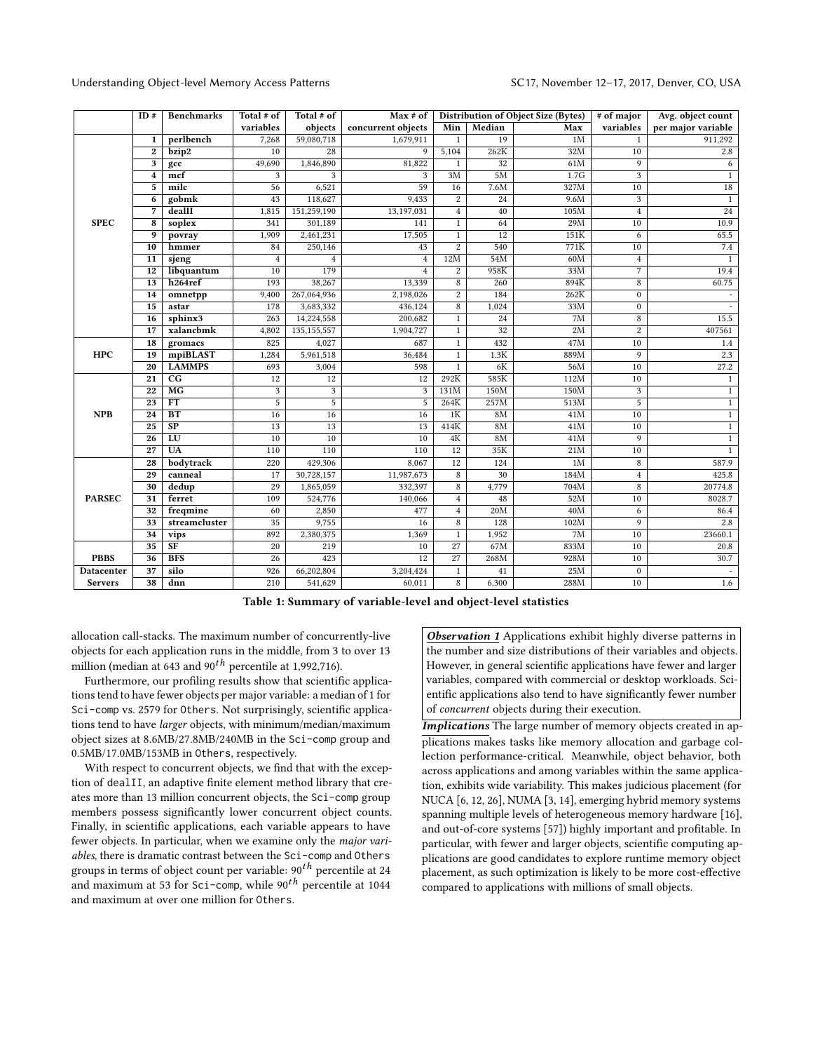| | ID # | Benchmarks | Total # of variables | Total # of objects | Max # of concurrent objects | Distribution of Object Size (Bytes) | | | # of major variables | Avg. object count per major variable |
|---|---|---|---|---|---|---|---|---|---|---|
| | | | | | | Min | Median | Max | | |
| SPEC | 1 | perlbench | 7,268 | 59,080,718 | 1,679,911 | 1 | 19 | 1M | 1 | 911,292 |
| | 2 | bzip2 | 10 | 28 | 9 | 5,104 | 262K | 32M | 10 | 2.8 |
| | 3 | gcc | 49,690 | 1,846,890 | 81,822 | 1 | 32 | 61M | 9 | 6 |
| | 4 | mcf | 3 | 3 | 3 | 3M | 5M | 1.7G | 3 | 1 |
| | 5 | milc | 56 | 6,521 | 59 | 16 | 7.6M | 327M | 10 | 18 |
| | 6 | gobmk | 43 | 118,627 | 9,433 | 2 | 24 | 9.6M | 3 | 1 |
| | 7 | dealII | 1,815 | 151,259,190 | 13,197,031 | 4 | 40 | 105M | 4 | 24 |
| | 8 | soplex | 341 | 301,189 | 141 | 1 | 64 | 29M | 10 | 10.9 |
| | 9 | povray | 1,909 | 2,461,231 | 17,505 | 1 | 12 | 151K | 6 | 65.5 |
| | 10 | hmmer | 84 | 250,146 | 43 | 2 | 540 | 771K | 10 | 7.4 |
| | 11 | sjeng | 4 | 4 | 4 | 12M | 54M | 60M | 4 | 1 |
| | 12 | libquantum | 10 | 179 | 4 | 2 | 958K | 33M | 7 | 19.4 |
| | 13 | h264ref | 193 | 38,267 | 13,339 | 8 | 260 | 894K | 8 | 60.75 |
| | 14 | omnetpp | 9,400 | 267,064,936 | 2,198,026 | 2 | 184 | 262K | 0 | - |
| | 15 | astar | 178 | 3,683,332 | 436,124 | 8 | 1,024 | 33M | 0 | - |
| | 16 | sphinx3 | 263 | 14,224,558 | 200,682 | 1 | 24 | 7M | 8 | 15.5 |
| | 17 | xalancbmk | 4,802 | 135,155,557 | 1,904,727 | 1 | 32 | 2M | 2 | 407561 |
| HPC | 18 | gromacs | 825 | 4,027 | 687 | 1 | 432 | 47M | 10 | 1.4 |
| | 19 | mpiBLAST | 1,284 | 5,961,518 | 36,484 | 1 | 1.3K | 889M | 9 | 2.3 |
| | 20 | LAMMPS | 693 | 3,004 | 598 | 1 | 6K | 56M | 10 | 27.2 |
| NPB | 21 | CG | 12 | 12 | 12 | 292K | 585K | 112M | 10 | 1 |
| | 22 | MG | 3 | 3 | 3 | 131M | 150M | 150M | 3 | 1 |
| | 23 | FT | 5 | 5 | 5 | 264K | 257M | 513M | 5 | 1 |
| | 24 | BT | 16 | 16 | 16 | 1K | 8M | 41M | 10 | 1 |
| | 25 | SP | 13 | 13 | 13 | 414K | 8M | 41M | 10 | 1 |
| | 26 | LU | 10 | 10 | 10 | 4K | 8M | 41M | 9 | 1 |
| | 27 | UA | 110 | 110 | 110 | 12 | 35K | 21M | 10 | 1 |
| PARSEC | 28 | bodytrack | 220 | 429,306 | 8,067 | 12 | 124 | 1M | 8 | 587.9 |
| | 29 | canneal | 17 | 30,728,157 | 11,987,673 | 8 | 30 | 184M | 4 | 425.8 |
| | 30 | dedup | 29 | 1,865,059 | 332,397 | 8 | 4,779 | 704M | 8 | 20774.8 |
| | 31 | ferret | 109 | 524,776 | 140,066 | 4 | 48 | 52M | 10 | 8028.7 |
| | 32 | freqmine | 60 | 2,850 | 477 | 4 | 20M | 40M | 6 | 86.4 |
| | 33 | streamcluster | 35 | 9,755 | 16 | 8 | 128 | 102M | 9 | 2.8 |
| | 34 | vips | 892 | 2,380,375 | 1,369 | 1 | 1,952 | 7M | 10 | 23660.1 |
| PBBS | 35 | SF | 20 | 219 | 10 | 27 | 67M | 833M | 10 | 20.8 |
| | 36 | BFS | 26 | 423 | 12 | 27 | 268M | 928M | 10 | 30.7 |
| Datacenter Servers | 37 | silo | 926 | 66,202,804 | 3,204,424 | 1 | 41 | 25M | 0 | - |
| | 38 | dnn | 210 | 541,629 | 60,011 | 8 | 6,300 | 288M | 10 | 1.6 |

**Table 1: Summary of variable-level and object-level statistics**

allocation call-stacks. The maximum number of concurrently-live objects for each application runs in the middle, from 3 to over 13 million (median at 643 and $90^{th}$ percentile at 1,992,716).

Furthermore, our profiling results show that scientific applications tend to have fewer objects per major variable: a median of 1 for Sci-comp vs. 2579 for Others. Not surprisingly, scientific applications tend to have *larger* objects, with minimum/median/maximum object sizes at 8.6MB/27.8MB/240MB in the Sci-comp group and 0.5MB/17.0MB/153MB in Others, respectively.

With respect to concurrent objects, we find that with the exception of dealII, an adaptive finite element method library that creates more than 13 million concurrent objects, the Sci-comp group members possess significantly lower concurrent object counts. Finally, in scientific applications, each variable appears to have fewer objects. In particular, when we examine only the *major variables*, there is dramatic contrast between the Sci-comp and Others groups in terms of object count per variable: $90^{th}$ percentile at 24 and maximum at 53 for Sci-comp, while $90^{th}$ percentile at 1044 and maximum at over one million for Others.

***Observation 1*** Applications exhibit highly diverse patterns in the number and size distributions of their variables and objects. However, in general scientific applications have fewer and larger variables, compared with commercial or desktop workloads. Scientific applications also tend to have significantly fewer number of *concurrent* objects during their execution.

***Implications*** The large number of memory objects created in applications makes tasks like memory allocation and garbage collection performance-critical. Meanwhile, object behavior, both across applications and among variables within the same application, exhibits wide variability. This makes judicious placement (for NUCA [6, 12, 26], NUMA [3, 14], emerging hybrid memory systems spanning multiple levels of heterogeneous memory hardware [16], and out-of-core systems [57]) highly important and profitable. In particular, with fewer and larger objects, scientific computing applications are good candidates to explore runtime memory object placement, as such optimization is likely to be more cost-effective compared to applications with millions of small objects.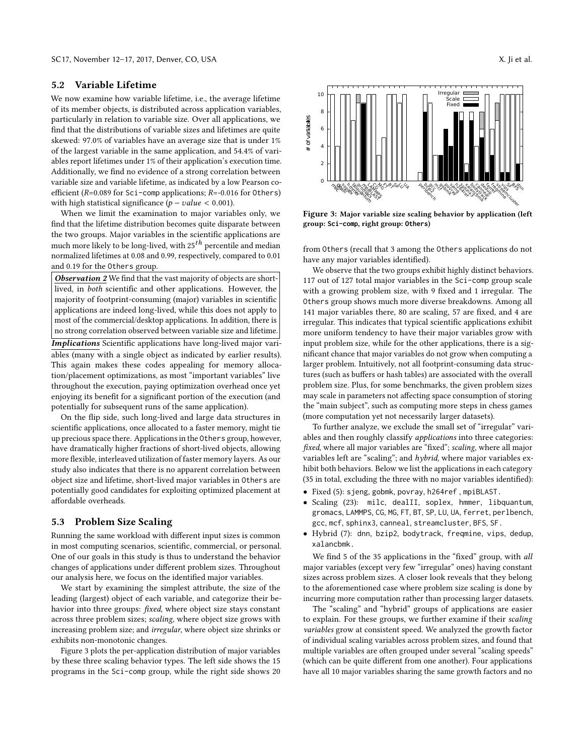### 5.2 Variable Lifetime

We now examine how variable lifetime, i.e., the average lifetime of its member objects, is distributed across application variables, particularly in relation to variable size. Over all applications, we find that the distributions of variable sizes and lifetimes are quite skewed: 97.0% of variables have an average size that is under 1% of the largest variable in the same application, and 54.4% of variables report lifetimes under 1% of their application's execution time. Additionally, we find no evidence of a strong correlation between variable size and variable lifetime, as indicated by a low Pearson coefficient ($R$=0.089 for Sci-comp applications; $R$=-0.016 for Others) with high statistical significance ($p - value < 0.001$).

When we limit the examination to major variables only, we find that the lifetime distribution becomes quite disparate between the two groups. Major variables in the scientific applications are much more likely to be long-lived, with $25^{th}$ percentile and median normalized lifetimes at 0.08 and 0.99, respectively, compared to 0.01 and 0.19 for the Others group.

***Observation 2*** We find that the vast majority of objects are short-lived, in *both* scientific and other applications. However, the majority of footprint-consuming (major) variables in scientific applications are indeed long-lived, while this does not apply to most of the commercial/desktop applications. In addition, there is no strong correlation observed between variable size and lifetime.

***Implications*** Scientific applications have long-lived major variables (many with a single object as indicated by earlier results). This again makes these codes appealing for memory allocation/placement optimizations, as most "important variables" live throughout the execution, paying optimization overhead once yet enjoying its benefit for a significant portion of the execution (and potentially for subsequent runs of the same application).

On the flip side, such long-lived and large data structures in scientific applications, once allocated to a faster memory, might tie up precious space there. Applications in the Others group, however, have dramatically higher fractions of short-lived objects, allowing more flexible, interleaved utilization of faster memory layers. As our study also indicates that there is no apparent correlation between object size and lifetime, short-lived major variables in Others are potentially good candidates for exploiting optimized placement at affordable overheads.

### 5.3 Problem Size Scaling

Running the same workload with different input sizes is common in most computing scenarios, scientific, commercial, or personal. One of our goals in this study is thus to understand the behavior changes of applications under different problem sizes. Throughout our analysis here, we focus on the identified major variables.

We start by examining the simplest attribute, the size of the leading (largest) object of each variable, and categorize their behavior into three groups: *fixed*, where object size stays constant across three problem sizes; *scaling*, where object size grows with increasing problem size; and *irregular*, where object size shrinks or exhibits non-monotonic changes.

Figure 3 plots the per-application distribution of major variables by these three scaling behavior types. The left side shows the 15 programs in the Sci-comp group, while the right side shows 20

# of variables
0
2
4
6
8
10
Irregular
Scale
Fixed
milc dealII soplex hmmer libquantum gromacs mpiBLAST LAMMPS CG MG FT BT SP LU UA perlbench bzip2 gcc mcf gobmk povray sjeng h264ref xalancbmk sphinx3 bodytrack canneal dedup ferret freqmine vips streamcluster SF BFS dnn

**Figure 3: Major variable size scaling behavior by application (left group: Sci-comp, right group: Others)**

from Others (recall that 3 among the Others applications do not have any major variables identified).

We observe that the two groups exhibit highly distinct behaviors. 117 out of 127 total major variables in the Sci-comp group scale with a growing problem size, with 9 fixed and 1 irregular. The Others group shows much more diverse breakdowns. Among all 141 major variables there, 80 are scaling, 57 are fixed, and 4 are irregular. This indicates that typical scientific applications exhibit more uniform tendency to have their major variables grow with input problem size, while for the other applications, there is a significant chance that major variables do not grow when computing a larger problem. Intuitively, not all footprint-consuming data structures (such as buffers or hash tables) are associated with the overall problem size. Plus, for some benchmarks, the given problem sizes may scale in parameters not affecting space consumption of storing the "main subject", such as computing more steps in chess games (more computation yet not necessarily larger datasets).

To further analyze, we exclude the small set of "irregular" variables and then roughly classify *applications* into three categories: *fixed*, where all major variables are "fixed"; *scaling*, where all major variables left are "scaling"; and *hybrid*, where major variables exhibit both behaviors. Below we list the applications in each category (35 in total, excluding the three with no major variables identified):

- Fixed (5): sjeng, gobmk, povray, h264ref , mpiBLAST.
- Scaling (23): milc, dealII, soplex, hmmer, libquantum, gromacs, LAMMPS, CG, MG, FT, BT, SP, LU, UA, ferret, perlbench, gcc, mcf, sphinx3, canneal, streamcluster, BFS, SF.
- Hybrid (7): dnn, bzip2, bodytrack, freqmine, vips, dedup, xalancbmk.

We find 5 of the 35 applications in the "fixed" group, with *all* major variables (except very few "irregular" ones) having constant sizes across problem sizes. A closer look reveals that they belong to the aforementioned case where problem size scaling is done by incurring more computation rather than processing larger datasets.

The "scaling" and "hybrid" groups of applications are easier to explain. For these groups, we further examine if their *scaling variables* grow at consistent speed. We analyzed the growth factor of individual scaling variables across problem sizes, and found that multiple variables are often grouped under several "scaling speeds" (which can be quite different from one another). Four applications have all 10 major variables sharing the same growth factors and no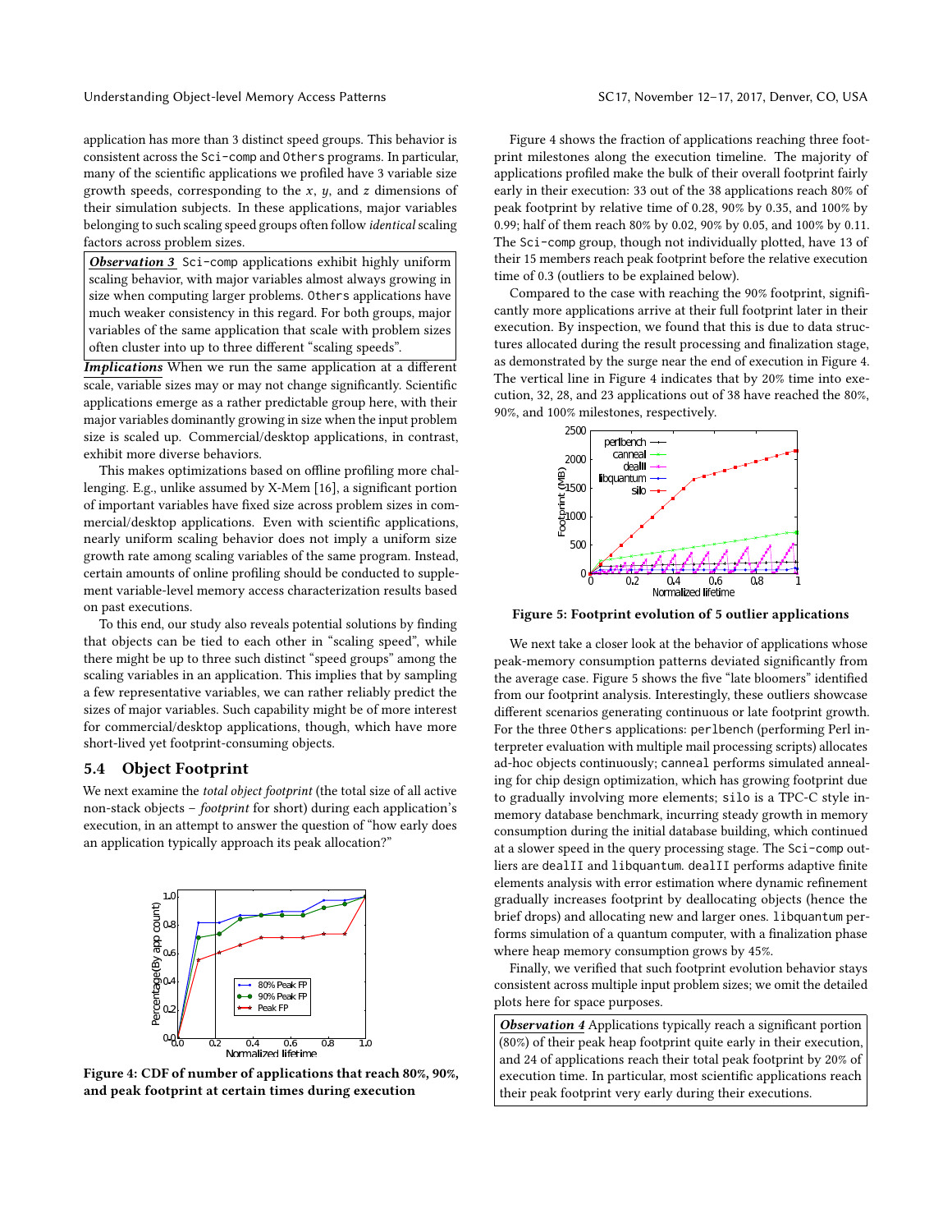application has more than 3 distinct speed groups. This behavior is consistent across the Sci-comp and Others programs. In particular, many of the scientific applications we profiled have 3 variable size growth speeds, corresponding to the $x$, $y$, and $z$ dimensions of their simulation subjects. In these applications, major variables belonging to such scaling speed groups often follow *identical* scaling factors across problem sizes.

> ***Observation 3*** Sci-comp applications exhibit highly uniform scaling behavior, with major variables almost always growing in size when computing larger problems. Others applications have much weaker consistency in this regard. For both groups, major variables of the same application that scale with problem sizes often cluster into up to three different "scaling speeds".

***Implications*** When we run the same application at a different scale, variable sizes may or may not change significantly. Scientific applications emerge as a rather predictable group here, with their major variables dominantly growing in size when the input problem size is scaled up. Commercial/desktop applications, in contrast, exhibit more diverse behaviors.

This makes optimizations based on offline profiling more challenging. E.g., unlike assumed by X-Mem [16], a significant portion of important variables have fixed size across problem sizes in commercial/desktop applications. Even with scientific applications, nearly uniform scaling behavior does not imply a uniform size growth rate among scaling variables of the same program. Instead, certain amounts of online profiling should be conducted to supplement variable-level memory access characterization results based on past executions.

To this end, our study also reveals potential solutions by finding that objects can be tied to each other in "scaling speed", while there might be up to three such distinct "speed groups" among the scaling variables in an application. This implies that by sampling a few representative variables, we can rather reliably predict the sizes of major variables. Such capability might be of more interest for commercial/desktop applications, though, which have more short-lived yet footprint-consuming objects.

### 5.4 Object Footprint

We next examine the *total object footprint* (the total size of all active non-stack objects – *footprint* for short) during each application's execution, in an attempt to answer the question of "how early does an application typically approach its peak allocation?"

Percentage(By app count)
1.0
0.8
0.6
0.4
0.2
0.0
0.0 0.2 0.4 0.6 0.8 1.0
Normalized lifetime
80% Peak FP
90% Peak FP
Peak FP

**Figure 4: CDF of number of applications that reach 80%, 90%, and peak footprint at certain times during execution**

Figure 4 shows the fraction of applications reaching three footprint milestones along the execution timeline. The majority of applications profiled make the bulk of their overall footprint fairly early in their execution: 33 out of the 38 applications reach 80% of peak footprint by relative time of 0.28, 90% by 0.35, and 100% by 0.99; half of them reach 80% by 0.02, 90% by 0.05, and 100% by 0.11. The Sci-comp group, though not individually plotted, have 13 of their 15 members reach peak footprint before the relative execution time of 0.3 (outliers to be explained below).

Compared to the case with reaching the 90% footprint, significantly more applications arrive at their full footprint later in their execution. By inspection, we found that this is due to data structures allocated during the result processing and finalization stage, as demonstrated by the surge near the end of execution in Figure 4. The vertical line in Figure 4 indicates that by 20% time into execution, 32, 28, and 23 applications out of 38 have reached the 80%, 90%, and 100% milestones, respectively.

Footprint (MB)
2500
2000
1500
1000
500
0
0 0.2 0.4 0.6 0.8 1
Normalized lifetime
perlbench
canneal
dealII
libquantum
silo

**Figure 5: Footprint evolution of 5 outlier applications**

We next take a closer look at the behavior of applications whose peak-memory consumption patterns deviated significantly from the average case. Figure 5 shows the five "late bloomers" identified from our footprint analysis. Interestingly, these outliers showcase different scenarios generating continuous or late footprint growth. For the three Others applications: perlbench (performing Perl interpreter evaluation with multiple mail processing scripts) allocates ad-hoc objects continuously; canneal performs simulated annealing for chip design optimization, which has growing footprint due to gradually involving more elements; silo is a TPC-C style in-memory database benchmark, incurring steady growth in memory consumption during the initial database building, which continued at a slower speed in the query processing stage. The Sci-comp outliers are dealII and libquantum. dealII performs adaptive finite elements analysis with error estimation where dynamic refinement gradually increases footprint by deallocating objects (hence the brief drops) and allocating new and larger ones. libquantum performs simulation of a quantum computer, with a finalization phase where heap memory consumption grows by 45%.

Finally, we verified that such footprint evolution behavior stays consistent across multiple input problem sizes; we omit the detailed plots here for space purposes.

> ***Observation 4*** Applications typically reach a significant portion (80%) of their peak heap footprint quite early in their execution, and 24 of applications reach their total peak footprint by 20% of execution time. In particular, most scientific applications reach their peak footprint very early during their executions.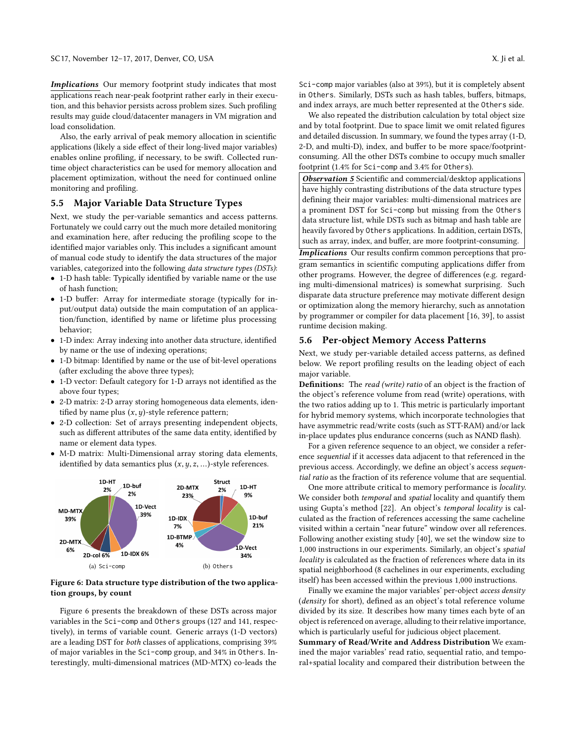***Implications*** Our memory footprint study indicates that most applications reach near-peak footprint rather early in their execution, and this behavior persists across problem sizes. Such profiling results may guide cloud/datacenter managers in VM migration and load consolidation.

Also, the early arrival of peak memory allocation in scientific applications (likely a side effect of their long-lived major variables) enables online profiling, if necessary, to be swift. Collected runtime object characteristics can be used for memory allocation and placement optimization, without the need for continued online monitoring and profiling.

## 5.5 Major Variable Data Structure Types

Next, we study the per-variable semantics and access patterns. Fortunately we could carry out the much more detailed monitoring and examination here, after reducing the profiling scope to the identified major variables only. This includes a significant amount of manual code study to identify the data structures of the major variables, categorized into the following *data structure types (DSTs)*:

- 1-D hash table: Typically identified by variable name or the use of hash function;
- 1-D buffer: Array for intermediate storage (typically for input/output data) outside the main computation of an application/function, identified by name or lifetime plus processing behavior;
- 1-D index: Array indexing into another data structure, identified by name or the use of indexing operations;
- 1-D bitmap: Identified by name or the use of bit-level operations (after excluding the above three types);
- 1-D vector: Default category for 1-D arrays not identified as the above four types;
- 2-D matrix: 2-D array storing homogeneous data elements, identified by name plus $(x, y)$-style reference pattern;
- 2-D collection: Set of arrays presenting independent objects, such as different attributes of the same data entity, identified by name or element data types.
- M-D matrix: Multi-Dimensional array storing data elements, identified by data semantics plus $(x, y, z, \ldots)$-style references.

(a) Sci-comp (b) Others

**Figure 6: Data structure type distribution of the two application groups, by count**

Figure 6 presents the breakdown of these DSTs across major variables in the Sci-comp and Others groups (127 and 141, respectively), in terms of variable count. Generic arrays (1-D vectors) are a leading DST for *both* classes of applications, comprising 39% of major variables in the Sci-comp group, and 34% in Others. Interestingly, multi-dimensional matrices (MD-MTX) co-leads the Sci-comp major variables (also at 39%), but it is completely absent in Others. Similarly, DSTs such as hash tables, buffers, bitmaps, and index arrays, are much better represented at the Others side.

We also repeated the distribution calculation by total object size and by total footprint. Due to space limit we omit related figures and detailed discussion. In summary, we found the types array (1-D, 2-D, and multi-D), index, and buffer to be more space/footprint-consuming. All the other DSTs combine to occupy much smaller footprint (1.4% for Sci-comp and 3.4% for Others).

***Observation 5*** Scientific and commercial/desktop applications have highly contrasting distributions of the data structure types defining their major variables: multi-dimensional matrices are a prominent DST for Sci-comp but missing from the Others data structure list, while DSTs such as bitmap and hash table are heavily favored by Others applications. In addition, certain DSTs, such as array, index, and buffer, are more footprint-consuming.

***Implications*** Our results confirm common perceptions that program semantics in scientific computing applications differ from other programs. However, the degree of differences (e.g. regarding multi-dimensional matrices) is somewhat surprising. Such disparate data structure preference may motivate different design or optimization along the memory hierarchy, such as annotation by programmer or compiler for data placement [16, 39], to assist runtime decision making.

## 5.6 Per-object Memory Access Patterns

Next, we study per-variable detailed access patterns, as defined below. We report profiling results on the leading object of each major variable.

**Definitions:** The *read (write) ratio* of an object is the fraction of the object's reference volume from read (write) operations, with the two ratios adding up to 1. This metric is particularly important for hybrid memory systems, which incorporate technologies that have asymmetric read/write costs (such as STT-RAM) and/or lack in-place updates plus endurance concerns (such as NAND flash).

For a given reference sequence to an object, we consider a reference *sequential* if it accesses data adjacent to that referenced in the previous access. Accordingly, we define an object's access *sequential ratio* as the fraction of its reference volume that are sequential.

One more attribute critical to memory performance is *locality*. We consider both *temporal* and *spatial* locality and quantify them using Gupta's method [22]. An object's *temporal locality* is calculated as the fraction of references accessing the same cacheline visited within a certain "near future" window over all references. Following another existing study [40], we set the window size to 1,000 instructions in our experiments. Similarly, an object's *spatial locality* is calculated as the fraction of references where data in its spatial neighborhood (8 cachelines in our experiments, excluding itself) has been accessed within the previous 1,000 instructions.

Finally we examine the major variables' per-object *access density* (*density* for short), defined as an object's total reference volume divided by its size. It describes how many times each byte of an object is referenced on average, alluding to their relative importance, which is particularly useful for judicious object placement.

**Summary of Read/Write and Address Distribution** We examined the major variables' read ratio, sequential ratio, and temporal+spatial locality and compared their distribution between the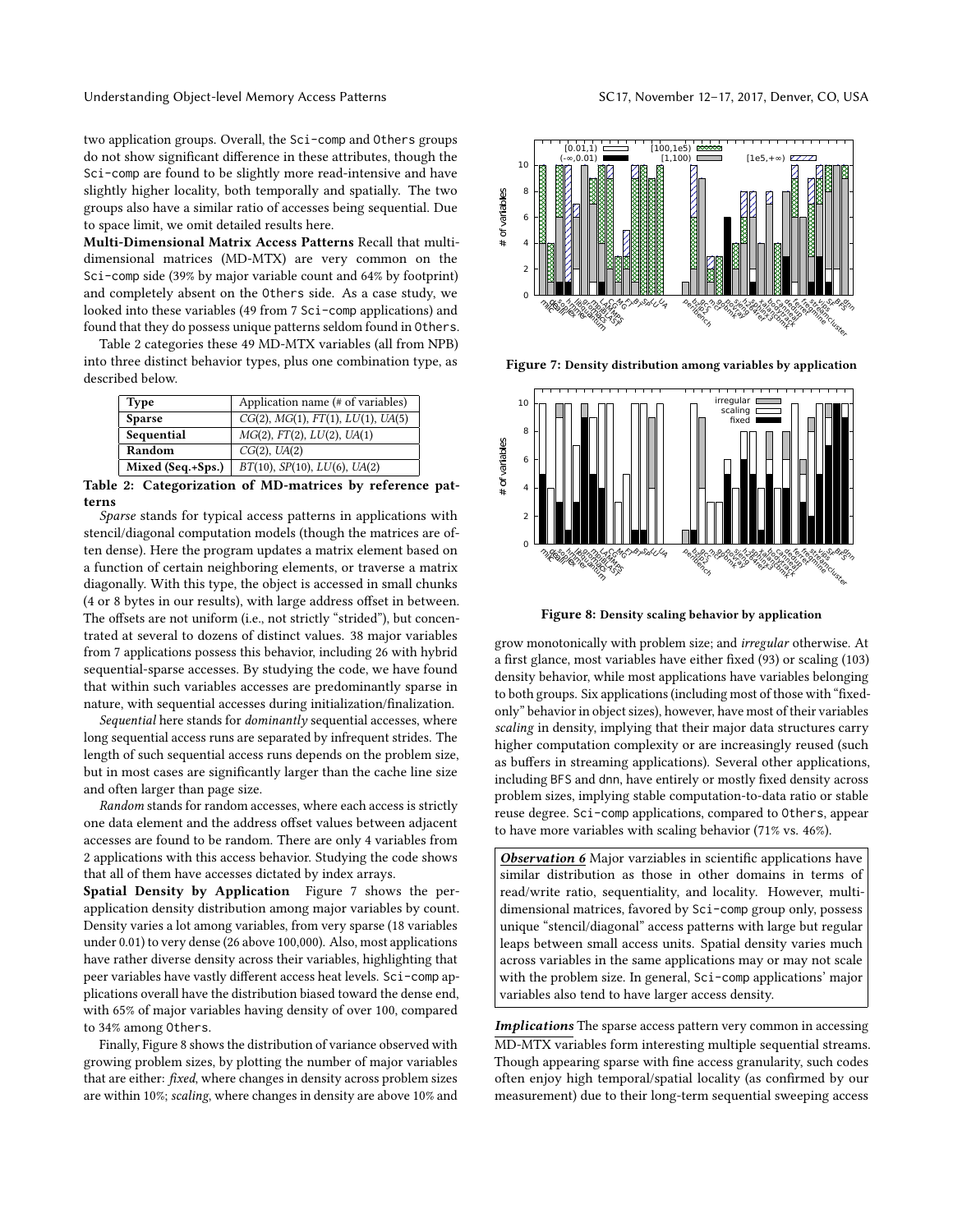two application groups. Overall, the Sci-comp and Others groups do not show significant difference in these attributes, though the Sci-comp are found to be slightly more read-intensive and have slightly higher locality, both temporally and spatially. The two groups also have a similar ratio of accesses being sequential. Due to space limit, we omit detailed results here.

**Multi-Dimensional Matrix Access Patterns** Recall that multi-dimensional matrices (MD-MTX) are very common on the Sci-comp side (39% by major variable count and 64% by footprint) and completely absent on the Others side. As a case study, we looked into these variables (49 from 7 Sci-comp applications) and found that they do possess unique patterns seldom found in Others.

Table 2 categories these 49 MD-MTX variables (all from NPB) into three distinct behavior types, plus one combination type, as described below.

| Type | Application name (# of variables) |
|---|---|
| **Sparse** | *CG*(2), *MG*(1), *FT*(1), *LU*(1), *UA*(5) |
| **Sequential** | *MG*(2), *FT*(2), *LU*(2), *UA*(1) |
| **Random** | *CG*(2), *UA*(2) |
| **Mixed (Seq.+Sps.)** | *BT*(10), *SP*(10), *LU*(6), *UA*(2) |

**Table 2: Categorization of MD-matrices by reference patterns**

*Sparse* stands for typical access patterns in applications with stencil/diagonal computation models (though the matrices are often dense). Here the program updates a matrix element based on a function of certain neighboring elements, or traverse a matrix diagonally. With this type, the object is accessed in small chunks (4 or 8 bytes in our results), with large address offset in between. The offsets are not uniform (i.e., not strictly "strided"), but concentrated at several to dozens of distinct values. 38 major variables from 7 applications possess this behavior, including 26 with hybrid sequential-sparse accesses. By studying the code, we have found that within such variables accesses are predominantly sparse in nature, with sequential accesses during initialization/finalization.

*Sequential* here stands for *dominantly* sequential accesses, where long sequential access runs are separated by infrequent strides. The length of such sequential access runs depends on the problem size, but in most cases are significantly larger than the cache line size and often larger than page size.

*Random* stands for random accesses, where each access is strictly one data element and the address offset values between adjacent accesses are found to be random. There are only 4 variables from 2 applications with this access behavior. Studying the code shows that all of them have accesses dictated by index arrays.

**Spatial Density by Application** Figure 7 shows the per-application density distribution among major variables by count. Density varies a lot among variables, from very sparse (18 variables under 0.01) to very dense (26 above 100,000). Also, most applications have rather diverse density across their variables, highlighting that peer variables have vastly different access heat levels. Sci-comp applications overall have the distribution biased toward the dense end, with 65% of major variables having density of over 100, compared to 34% among Others.

Finally, Figure 8 shows the distribution of variance observed with growing problem sizes, by plotting the number of major variables that are either: *fixed*, where changes in density across problem sizes are within 10%; *scaling*, where changes in density are above 10% and

**Figure 7: Density distribution among variables by application**

**Figure 8: Density scaling behavior by application**

grow monotonically with problem size; and *irregular* otherwise. At a first glance, most variables have either fixed (93) or scaling (103) density behavior, while most applications have variables belonging to both groups. Six applications (including most of those with "fixed-only" behavior in object sizes), however, have most of their variables *scaling* in density, implying that their major data structures carry higher computation complexity or are increasingly reused (such as buffers in streaming applications). Several other applications, including BFS and dnn, have entirely or mostly fixed density across problem sizes, implying stable computation-to-data ratio or stable reuse degree. Sci-comp applications, compared to Others, appear to have more variables with scaling behavior (71% vs. 46%).

> ***Observation 6*** Major varziables in scientific applications have similar distribution as those in other domains in terms of read/write ratio, sequentiality, and locality. However, multi-dimensional matrices, favored by Sci-comp group only, possess unique "stencil/diagonal" access patterns with large but regular leaps between small access units. Spatial density varies much across variables in the same applications may or may not scale with the problem size. In general, Sci-comp applications' major variables also tend to have larger access density.

***Implications*** The sparse access pattern very common in accessing MD-MTX variables form interesting multiple sequential streams. Though appearing sparse with fine access granularity, such codes often enjoy high temporal/spatial locality (as confirmed by our measurement) due to their long-term sequential sweeping access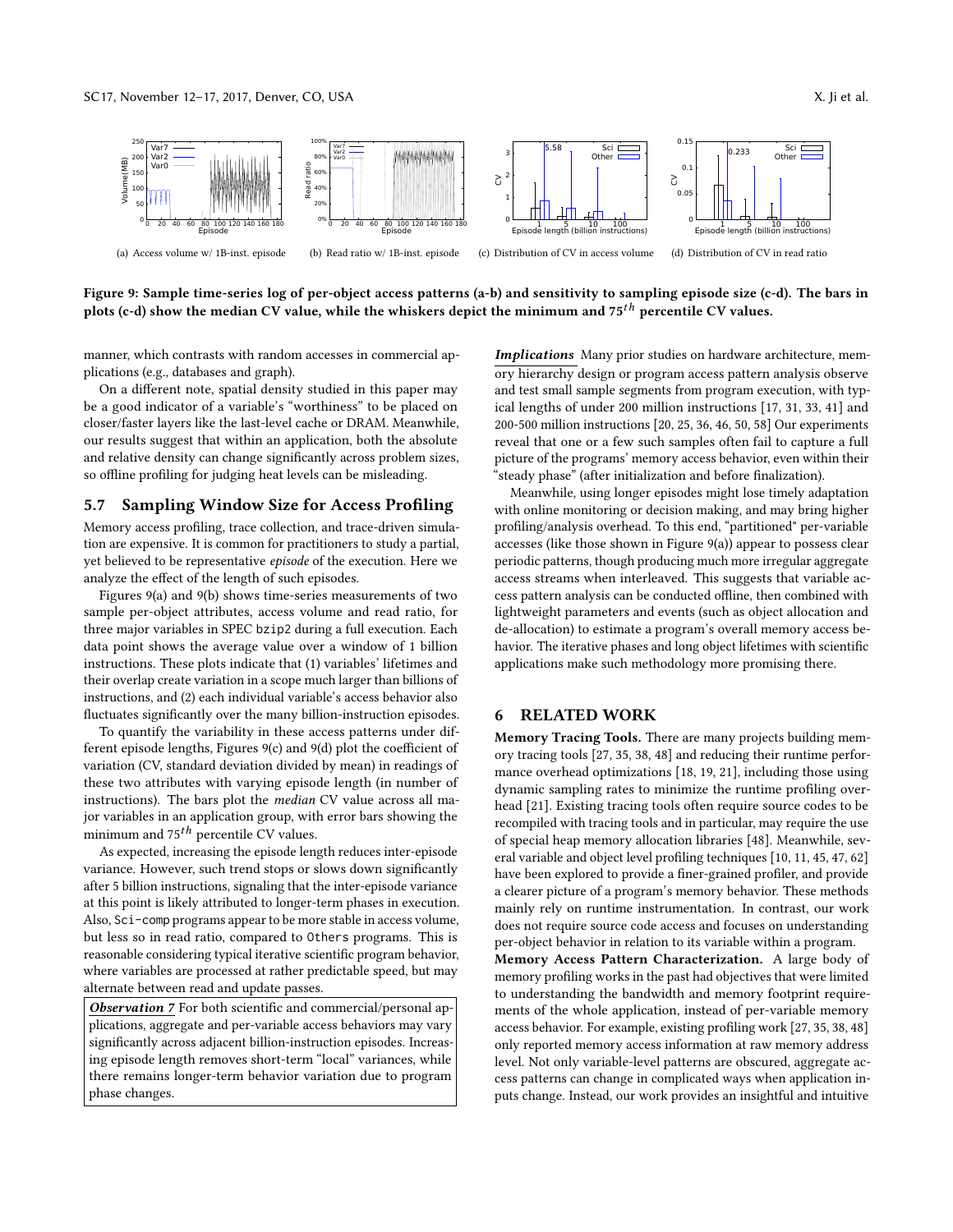(a) Access volume w/ 1B-inst. episode

(b) Read ratio w/ 1B-inst. episode

(c) Distribution of CV in access volume

(d) Distribution of CV in read ratio

**Figure 9: Sample time-series log of per-object access patterns (a-b) and sensitivity to sampling episode size (c-d). The bars in plots (c-d) show the median CV value, while the whiskers depict the minimum and $75^{th}$ percentile CV values.**

manner, which contrasts with random accesses in commercial applications (e.g., databases and graph).

On a different note, spatial density studied in this paper may be a good indicator of a variable's "worthiness" to be placed on closer/faster layers like the last-level cache or DRAM. Meanwhile, our results suggest that within an application, both the absolute and relative density can change significantly across problem sizes, so offline profiling for judging heat levels can be misleading.

## 5.7 Sampling Window Size for Access Profiling

Memory access profiling, trace collection, and trace-driven simulation are expensive. It is common for practitioners to study a partial, yet believed to be representative *episode* of the execution. Here we analyze the effect of the length of such episodes.

Figures 9(a) and 9(b) shows time-series measurements of two sample per-object attributes, access volume and read ratio, for three major variables in SPEC `bzip2` during a full execution. Each data point shows the average value over a window of 1 billion instructions. These plots indicate that (1) variables' lifetimes and their overlap create variation in a scope much larger than billions of instructions, and (2) each individual variable's access behavior also fluctuates significantly over the many billion-instruction episodes.

To quantify the variability in these access patterns under different episode lengths, Figures 9(c) and 9(d) plot the coefficient of variation (CV, standard deviation divided by mean) in readings of these two attributes with varying episode length (in number of instructions). The bars plot the *median* CV value across all major variables in an application group, with error bars showing the minimum and $75^{th}$ percentile CV values.

As expected, increasing the episode length reduces inter-episode variance. However, such trend stops or slows down significantly after 5 billion instructions, signaling that the inter-episode variance at this point is likely attributed to longer-term phases in execution. Also, `Sci-comp` programs appear to be more stable in access volume, but less so in read ratio, compared to `Others` programs. This is reasonable considering typical iterative scientific program behavior, where variables are processed at rather predictable speed, but may alternate between read and update passes.

> ***Observation 7*** For both scientific and commercial/personal applications, aggregate and per-variable access behaviors may vary significantly across adjacent billion-instruction episodes. Increasing episode length removes short-term "local" variances, while there remains longer-term behavior variation due to program phase changes.

***Implications*** Many prior studies on hardware architecture, memory hierarchy design or program access pattern analysis observe and test small sample segments from program execution, with typical lengths of under 200 million instructions [17, 31, 33, 41] and 200-500 million instructions [20, 25, 36, 46, 50, 58] Our experiments reveal that one or a few such samples often fail to capture a full picture of the programs' memory access behavior, even within their "steady phase" (after initialization and before finalization).

Meanwhile, using longer episodes might lose timely adaptation with online monitoring or decision making, and may bring higher profiling/analysis overhead. To this end, "partitioned" per-variable accesses (like those shown in Figure 9(a)) appear to possess clear periodic patterns, though producing much more irregular aggregate access streams when interleaved. This suggests that variable access pattern analysis can be conducted offline, then combined with lightweight parameters and events (such as object allocation and de-allocation) to estimate a program's overall memory access behavior. The iterative phases and long object lifetimes with scientific applications make such methodology more promising there.

# 6 RELATED WORK

**Memory Tracing Tools.** There are many projects building memory tracing tools [27, 35, 38, 48] and reducing their runtime performance overhead optimizations [18, 19, 21], including those using dynamic sampling rates to minimize the runtime profiling overhead [21]. Existing tracing tools often require source codes to be recompiled with tracing tools and in particular, may require the use of special heap memory allocation libraries [48]. Meanwhile, several variable and object level profiling techniques [10, 11, 45, 47, 62] have been explored to provide a finer-grained profiler, and provide a clearer picture of a program's memory behavior. These methods mainly rely on runtime instrumentation. In contrast, our work does not require source code access and focuses on understanding per-object behavior in relation to its variable within a program.

**Memory Access Pattern Characterization.** A large body of memory profiling works in the past had objectives that were limited to understanding the bandwidth and memory footprint requirements of the whole application, instead of per-variable memory access behavior. For example, existing profiling work [27, 35, 38, 48] only reported memory access information at raw memory address level. Not only variable-level patterns are obscured, aggregate access patterns can change in complicated ways when application inputs change. Instead, our work provides an insightful and intuitive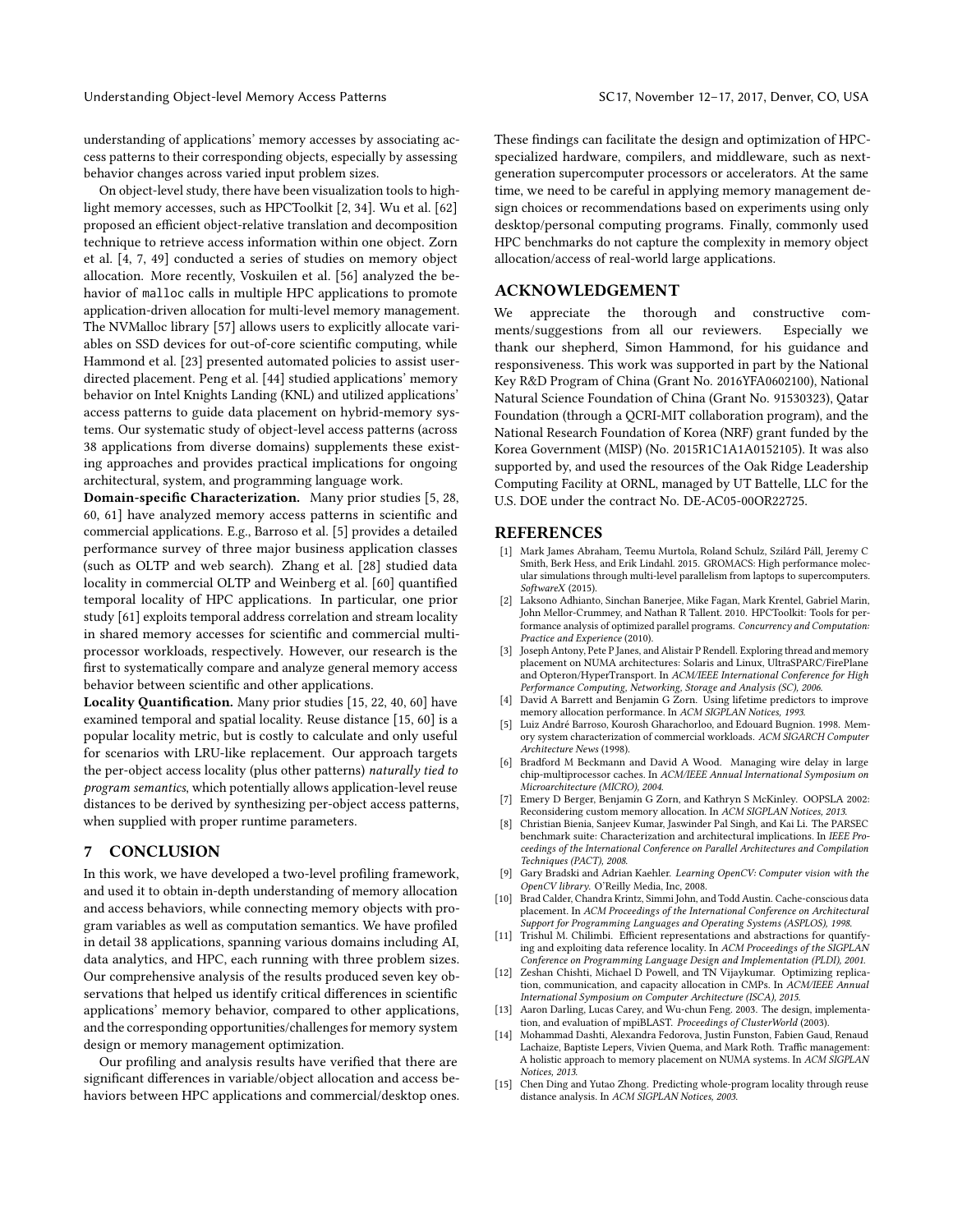understanding of applications' memory accesses by associating access patterns to their corresponding objects, especially by assessing behavior changes across varied input problem sizes.

On object-level study, there have been visualization tools to highlight memory accesses, such as HPCToolkit [2, 34]. Wu et al. [62] proposed an efficient object-relative translation and decomposition technique to retrieve access information within one object. Zorn et al. [4, 7, 49] conducted a series of studies on memory object allocation. More recently, Voskuilen et al. [56] analyzed the behavior of `malloc` calls in multiple HPC applications to promote application-driven allocation for multi-level memory management. The NVMalloc library [57] allows users to explicitly allocate variables on SSD devices for out-of-core scientific computing, while Hammond et al. [23] presented automated policies to assist user-directed placement. Peng et al. [44] studied applications' memory behavior on Intel Knights Landing (KNL) and utilized applications' access patterns to guide data placement on hybrid-memory systems. Our systematic study of object-level access patterns (across 38 applications from diverse domains) supplements these existing approaches and provides practical implications for ongoing architectural, system, and programming language work.

**Domain-specific Characterization.** Many prior studies [5, 28, 60, 61] have analyzed memory access patterns in scientific and commercial applications. E.g., Barroso et al. [5] provides a detailed performance survey of three major business application classes (such as OLTP and web search). Zhang et al. [28] studied data locality in commercial OLTP and Weinberg et al. [60] quantified temporal locality of HPC applications. In particular, one prior study [61] exploits temporal address correlation and stream locality in shared memory accesses for scientific and commercial multiprocessor workloads, respectively. However, our research is the first to systematically compare and analyze general memory access behavior between scientific and other applications.

**Locality Quantification.** Many prior studies [15, 22, 40, 60] have examined temporal and spatial locality. Reuse distance [15, 60] is a popular locality metric, but is costly to calculate and only useful for scenarios with LRU-like replacement. Our approach targets the per-object access locality (plus other patterns) *naturally tied to program semantics*, which potentially allows application-level reuse distances to be derived by synthesizing per-object access patterns, when supplied with proper runtime parameters.

## 7 CONCLUSION

In this work, we have developed a two-level profiling framework, and used it to obtain in-depth understanding of memory allocation and access behaviors, while connecting memory objects with program variables as well as computation semantics. We have profiled in detail 38 applications, spanning various domains including AI, data analytics, and HPC, each running with three problem sizes. Our comprehensive analysis of the results produced seven key observations that helped us identify critical differences in scientific applications' memory behavior, compared to other applications, and the corresponding opportunities/challenges for memory system design or memory management optimization.

Our profiling and analysis results have verified that there are significant differences in variable/object allocation and access behaviors between HPC applications and commercial/desktop ones. These findings can facilitate the design and optimization of HPC-specialized hardware, compilers, and middleware, such as next-generation supercomputer processors or accelerators. At the same time, we need to be careful in applying memory management design choices or recommendations based on experiments using only desktop/personal computing programs. Finally, commonly used HPC benchmarks do not capture the complexity in memory object allocation/access of real-world large applications.

## ACKNOWLEDGEMENT

We appreciate the thorough and constructive comments/suggestions from all our reviewers. Especially we thank our shepherd, Simon Hammond, for his guidance and responsiveness. This work was supported in part by the National Key R&D Program of China (Grant No. 2016YFA0602100), National Natural Science Foundation of China (Grant No. 91530323), Qatar Foundation (through a QCRI-MIT collaboration program), and the National Research Foundation of Korea (NRF) grant funded by the Korea Government (MISP) (No. 2015R1C1A1A0152105). It was also supported by, and used the resources of the Oak Ridge Leadership Computing Facility at ORNL, managed by UT Battelle, LLC for the U.S. DOE under the contract No. DE-AC05-00OR22725.

## REFERENCES

[1] Mark James Abraham, Teemu Murtola, Roland Schulz, Szilárd Páll, Jeremy C Smith, Berk Hess, and Erik Lindahl. 2015. GROMACS: High performance molecular simulations through multi-level parallelism from laptops to supercomputers. *SoftwareX* (2015).

[2] Laksono Adhianto, Sinchan Banerjee, Mike Fagan, Mark Krentel, Gabriel Marin, John Mellor-Crummey, and Nathan R Tallent. 2010. HPCToolkit: Tools for performance analysis of optimized parallel programs. *Concurrency and Computation: Practice and Experience* (2010).

[3] Joseph Antony, Pete P Janes, and Alistair P Rendell. Exploring thread and memory placement on NUMA architectures: Solaris and Linux, UltraSPARC/FirePlane and Opteron/HyperTransport. In *ACM/IEEE International Conference for High Performance Computing, Networking, Storage and Analysis (SC), 2006.*

[4] David A Barrett and Benjamin G Zorn. Using lifetime predictors to improve memory allocation performance. In *ACM SIGPLAN Notices, 1993.*

[5] Luiz André Barroso, Kourosh Gharachorloo, and Edouard Bugnion. 1998. Memory system characterization of commercial workloads. *ACM SIGARCH Computer Architecture News* (1998).

[6] Bradford M Beckmann and David A Wood. Managing wire delay in large chip-multiprocessor caches. In *ACM/IEEE Annual International Symposium on Microarchitecture (MICRO), 2004.*

[7] Emery D Berger, Benjamin G Zorn, and Kathryn S McKinley. OOPSLA 2002: Reconsidering custom memory allocation. In *ACM SIGPLAN Notices, 2013.*

[8] Christian Bienia, Sanjeev Kumar, Jaswinder Pal Singh, and Kai Li. The PARSEC benchmark suite: Characterization and architectural implications. In *IEEE Proceedings of the International Conference on Parallel Architectures and Compilation Techniques (PACT), 2008.*

[9] Gary Bradski and Adrian Kaehler. *Learning OpenCV: Computer vision with the OpenCV library.* O'Reilly Media, Inc, 2008.

[10] Brad Calder, Chandra Krintz, Simmi John, and Todd Austin. Cache-conscious data placement. In *ACM Proceedings of the International Conference on Architectural Support for Programming Languages and Operating Systems (ASPLOS), 1998.*

[11] Trishul M. Chilimbi. Efficient representations and abstractions for quantifying and exploiting data reference locality. In *ACM Proceedings of the SIGPLAN Conference on Programming Language Design and Implementation (PLDI), 2001.*

[12] Zeshan Chishti, Michael D Powell, and TN Vijaykumar. Optimizing replication, communication, and capacity allocation in CMPs. In *ACM/IEEE Annual International Symposium on Computer Architecture (ISCA), 2015.*

[13] Aaron Darling, Lucas Carey, and Wu-chun Feng. 2003. The design, implementation, and evaluation of mpiBLAST. *Proceedings of ClusterWorld* (2003).

[14] Mohammad Dashti, Alexandra Fedorova, Justin Funston, Fabien Gaud, Renaud Lachaize, Baptiste Lepers, Vivien Quema, and Mark Roth. Traffic management: A holistic approach to memory placement on NUMA systems. In *ACM SIGPLAN Notices, 2013.*

[15] Chen Ding and Yutao Zhong. Predicting whole-program locality through reuse distance analysis. In *ACM SIGPLAN Notices, 2003.*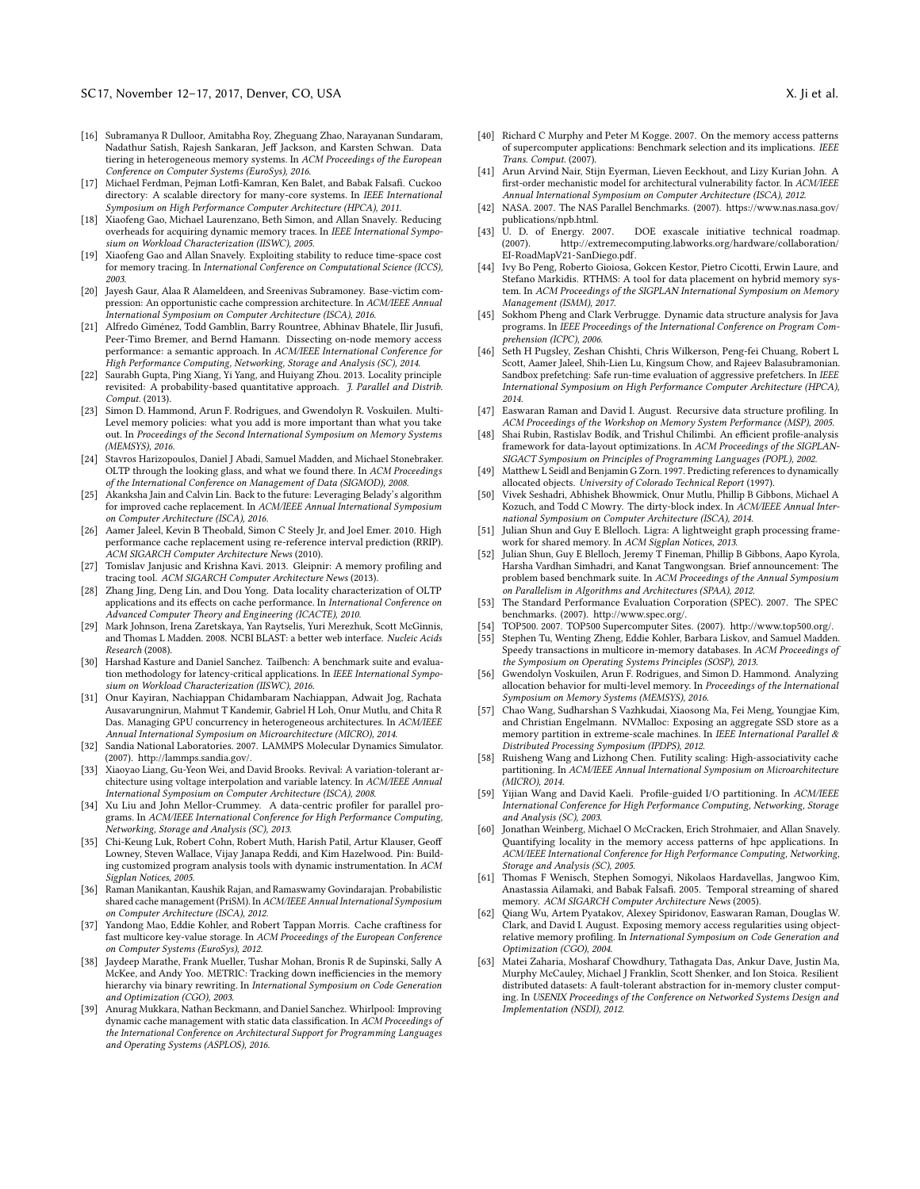[16] Subramanya R Dulloor, Amitabha Roy, Zheguang Zhao, Narayanan Sundaram, Nadathur Satish, Rajesh Sankaran, Jeff Jackson, and Karsten Schwan. Data tiering in heterogeneous memory systems. In *ACM Proceedings of the European Conference on Computer Systems (EuroSys), 2016*.

[17] Michael Ferdman, Pejman Lotfi-Kamran, Ken Balet, and Babak Falsafi. Cuckoo directory: A scalable directory for many-core systems. In *IEEE International Symposium on High Performance Computer Architecture (HPCA), 2011*.

[18] Xiaofeng Gao, Michael Laurenzano, Beth Simon, and Allan Snavely. Reducing overheads for acquiring dynamic memory traces. In *IEEE International Symposium on Workload Characterization (IISWC), 2005*.

[19] Xiaofeng Gao and Allan Snavely. Exploiting stability to reduce time-space cost for memory tracing. In *International Conference on Computational Science (ICCS), 2003*.

[20] Jayesh Gaur, Alaa R Alameldeen, and Sreenivas Subramoney. Base-victim compression: An opportunistic cache compression architecture. In *ACM/IEEE Annual International Symposium on Computer Architecture (ISCA), 2016*.

[21] Alfredo Giménez, Todd Gamblin, Barry Rountree, Abhinav Bhatele, Ilir Jusufi, Peer-Timo Bremer, and Bernd Hamann. Dissecting on-node memory access performance: a semantic approach. In *ACM/IEEE International Conference for High Performance Computing, Networking, Storage and Analysis (SC), 2014*.

[22] Saurabh Gupta, Ping Xiang, Yi Yang, and Huiyang Zhou. 2013. Locality principle revisited: A probability-based quantitative approach. *J. Parallel and Distrib. Comput.* (2013).

[23] Simon D. Hammond, Arun F. Rodrigues, and Gwendolyn R. Voskuilen. Multi-Level memory policies: what you add is more important than what you take out. In *Proceedings of the Second International Symposium on Memory Systems (MEMSYS), 2016*.

[24] Stavros Harizopoulos, Daniel J Abadi, Samuel Madden, and Michael Stonebraker. OLTP through the looking glass, and what we found there. In *ACM Proceedings of the International Conference on Management of Data (SIGMOD), 2008*.

[25] Akanksha Jain and Calvin Lin. Back to the future: Leveraging Belady's algorithm for improved cache replacement. In *ACM/IEEE Annual International Symposium on Computer Architecture (ISCA), 2016*.

[26] Aamer Jaleel, Kevin B Theobald, Simon C Steely Jr, and Joel Emer. 2010. High performance cache replacement using re-reference interval prediction (RRIP). *ACM SIGARCH Computer Architecture News* (2010).

[27] Tomislav Janjusic and Krishna Kavi. 2013. Gleipnir: A memory profiling and tracing tool. *ACM SIGARCH Computer Architecture News* (2013).

[28] Zhang Jing, Deng Lin, and Dou Yong. Data locality characterization of OLTP applications and its effects on cache performance. In *International Conference on Advanced Computer Theory and Engineering (ICACTE), 2010*.

[29] Mark Johnson, Irena Zaretskaya, Yan Raytselis, Yuri Merezhuk, Scott McGinnis, and Thomas L Madden. 2008. NCBI BLAST: a better web interface. *Nucleic Acids Research* (2008).

[30] Harshad Kasture and Daniel Sanchez. Tailbench: A benchmark suite and evaluation methodology for latency-critical applications. In *IEEE International Symposium on Workload Characterization (IISWC), 2016*.

[31] Onur Kayiran, Nachiappan Chidambaram Nachiappan, Adwait Jog, Rachata Ausavarungnirun, Mahmut T Kandemir, Gabriel H Loh, Onur Mutlu, and Chita R Das. Managing GPU concurrency in heterogeneous architectures. In *ACM/IEEE Annual International Symposium on Microarchitecture (MICRO), 2014*.

[32] Sandia National Laboratories. 2007. LAMMPS Molecular Dynamics Simulator. (2007). http://lammps.sandia.gov/.

[33] Xiaoyao Liang, Gu-Yeon Wei, and David Brooks. Revival: A variation-tolerant architecture using voltage interpolation and variable latency. In *ACM/IEEE Annual International Symposium on Computer Architecture (ISCA), 2008*.

[34] Xu Liu and John Mellor-Crummey. A data-centric profiler for parallel programs. In *ACM/IEEE International Conference for High Performance Computing, Networking, Storage and Analysis (SC), 2013*.

[35] Chi-Keung Luk, Robert Cohn, Robert Muth, Harish Patil, Artur Klauser, Geoff Lowney, Steven Wallace, Vijay Janapa Reddi, and Kim Hazelwood. Pin: Building customized program analysis tools with dynamic instrumentation. In *ACM Sigplan Notices, 2005*.

[36] Raman Manikantan, Kaushik Rajan, and Ramaswamy Govindarajan. Probabilistic shared cache management (PriSM). In *ACM/IEEE Annual International Symposium on Computer Architecture (ISCA), 2012*.

[37] Yandong Mao, Eddie Kohler, and Robert Tappan Morris. Cache craftiness for fast multicore key-value storage. In *ACM Proceedings of the European Conference on Computer Systems (EuroSys), 2012*.

[38] Jaydeep Marathe, Frank Mueller, Tushar Mohan, Bronis R de Supinski, Sally A McKee, and Andy Yoo. METRIC: Tracking down inefficiencies in the memory hierarchy via binary rewriting. In *International Symposium on Code Generation and Optimization (CGO), 2003*.

[39] Anurag Mukkara, Nathan Beckmann, and Daniel Sanchez. Whirlpool: Improving dynamic cache management with static data classification. In *ACM Proceedings of the International Conference on Architectural Support for Programming Languages and Operating Systems (ASPLOS), 2016*.

[40] Richard C Murphy and Peter M Kogge. 2007. On the memory access patterns of supercomputer applications: Benchmark selection and its implications. *IEEE Trans. Comput.* (2007).

[41] Arun Arvind Nair, Stijn Eyerman, Lieven Eeckhout, and Lizy Kurian John. A first-order mechanistic model for architectural vulnerability factor. In *ACM/IEEE Annual International Symposium on Computer Architecture (ISCA), 2012*.

[42] NASA. 2007. The NAS Parallel Benchmarks. (2007). https://www.nas.nasa.gov/publications/npb.html.

[43] U. D. of Energy. 2007. DOE exascale initiative technical roadmap. (2007). http://extremecomputing.labworks.org/hardware/collaboration/EI-RoadMapV21-SanDiego.pdf.

[44] Ivy Bo Peng, Roberto Gioiosa, Gokcen Kestor, Pietro Cicotti, Erwin Laure, and Stefano Markidis. RTHMS: A tool for data placement on hybrid memory system. In *ACM Proceedings of the SIGPLAN International Symposium on Memory Management (ISMM), 2017*.

[45] Sokhom Pheng and Clark Verbrugge. Dynamic data structure analysis for Java programs. In *IEEE Proceedings of the International Conference on Program Comprehension (ICPC), 2006*.

[46] Seth H Pugsley, Zeshan Chishti, Chris Wilkerson, Peng-fei Chuang, Robert L Scott, Aamer Jaleel, Shih-Lien Lu, Kingsum Chow, and Rajeev Balasubramonian. Sandbox prefetching: Safe run-time evaluation of aggressive prefetchers. In *IEEE International Symposium on High Performance Computer Architecture (HPCA), 2014*.

[47] Easwaran Raman and David I. August. Recursive data structure profiling. In *ACM Proceedings of the Workshop on Memory System Performance (MSP), 2005*.

[48] Shai Rubin, Rastislav Bodík, and Trishul Chilimbi. An efficient profile-analysis framework for data-layout optimizations. In *ACM Proceedings of the SIGPLAN-SIGACT Symposium on Principles of Programming Languages (POPL), 2002*.

[49] Matthew L Seidl and Benjamin G Zorn. 1997. Predicting references to dynamically allocated objects. *University of Colorado Technical Report* (1997).

[50] Vivek Seshadri, Abhishek Bhowmick, Onur Mutlu, Phillip B Gibbons, Michael A Kozuch, and Todd C Mowry. The dirty-block index. In *ACM/IEEE Annual International Symposium on Computer Architecture (ISCA), 2014*.

[51] Julian Shun and Guy E Blelloch. Ligra: A lightweight graph processing framework for shared memory. In *ACM Sigplan Notices, 2013*.

[52] Julian Shun, Guy E Blelloch, Jeremy T Fineman, Phillip B Gibbons, Aapo Kyrola, Harsha Vardhan Simhadri, and Kanat Tangwongsan. Brief announcement: The problem based benchmark suite. In *ACM Proceedings of the Annual Symposium on Parallelism in Algorithms and Architectures (SPAA), 2012*.

[53] The Standard Performance Evaluation Corporation (SPEC). 2007. The SPEC benchmarks. (2007). http://www.spec.org/.

[54] TOP500. 2007. TOP500 Supercomputer Sites. (2007). http://www.top500.org/.

[55] Stephen Tu, Wenting Zheng, Eddie Kohler, Barbara Liskov, and Samuel Madden. Speedy transactions in multicore in-memory databases. In *ACM Proceedings of the Symposium on Operating Systems Principles (SOSP), 2013*.

[56] Gwendolyn Voskuilen, Arun F. Rodrigues, and Simon D. Hammond. Analyzing allocation behavior for multi-level memory. In *Proceedings of the International Symposium on Memory Systems (MEMSYS), 2016*.

[57] Chao Wang, Sudharshan S Vazhkudai, Xiaosong Ma, Fei Meng, Youngjae Kim, and Christian Engelmann. NVMalloc: Exposing an aggregate SSD store as a memory partition in extreme-scale machines. In *IEEE International Parallel & Distributed Processing Symposium (IPDPS), 2012*.

[58] Ruisheng Wang and Lizhong Chen. Futility scaling: High-associativity cache partitioning. In *ACM/IEEE Annual International Symposium on Microarchitecture (MICRO), 2014*.

[59] Yijian Wang and David Kaeli. Profile-guided I/O partitioning. In *ACM/IEEE International Conference for High Performance Computing, Networking, Storage and Analysis (SC), 2003*.

[60] Jonathan Weinberg, Michael O McCracken, Erich Strohmaier, and Allan Snavely. Quantifying locality in the memory access patterns of hpc applications. In *ACM/IEEE International Conference for High Performance Computing, Networking, Storage and Analysis (SC), 2005*.

[61] Thomas F Wenisch, Stephen Somogyi, Nikolaos Hardavellas, Jangwoo Kim, Anastassia Ailamaki, and Babak Falsafi. 2005. Temporal streaming of shared memory. *ACM SIGARCH Computer Architecture News* (2005).

[62] Qiang Wu, Artem Pyatakov, Alexey Spiridonov, Easwaran Raman, Douglas W. Clark, and David I. August. Exposing memory access regularities using object-relative memory profiling. In *International Symposium on Code Generation and Optimization (CGO), 2004*.

[63] Matei Zaharia, Mosharaf Chowdhury, Tathagata Das, Ankur Dave, Justin Ma, Murphy McCauley, Michael J Franklin, Scott Shenker, and Ion Stoica. Resilient distributed datasets: A fault-tolerant abstraction for in-memory cluster computing. In *USENIX Proceedings of the Conference on Networked Systems Design and Implementation (NSDI), 2012*.